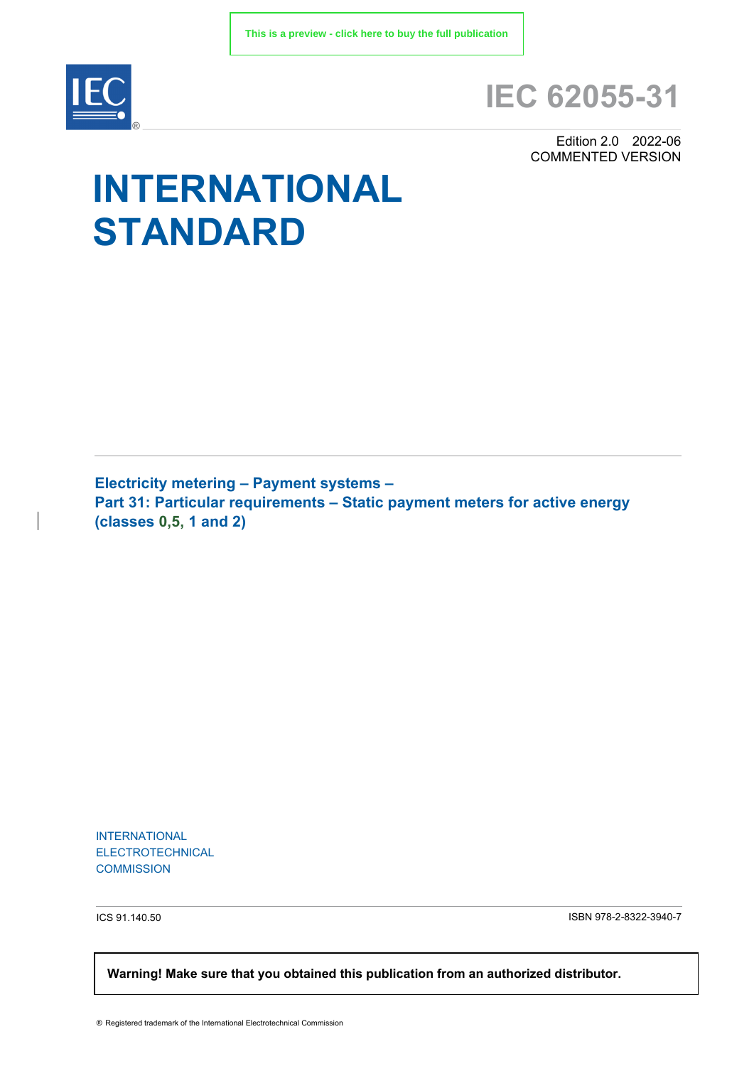This is a preview - click here to buy the full publication

# IEC 62055-31

Edition 2.0 2022-06
COMMENTED VERSION

# INTERNATIONAL STANDARD

**Electricity metering – Payment systems –**
**Part 31: Particular requirements – Static payment meters for active energy (classes 0,5, 1 and 2)**

INTERNATIONAL
ELECTROTECHNICAL
COMMISSION

ICS 91.140.50

ISBN 978-2-8322-3940-7

**Warning! Make sure that you obtained this publication from an authorized distributor.**

® Registered trademark of the International Electrotechnical Commission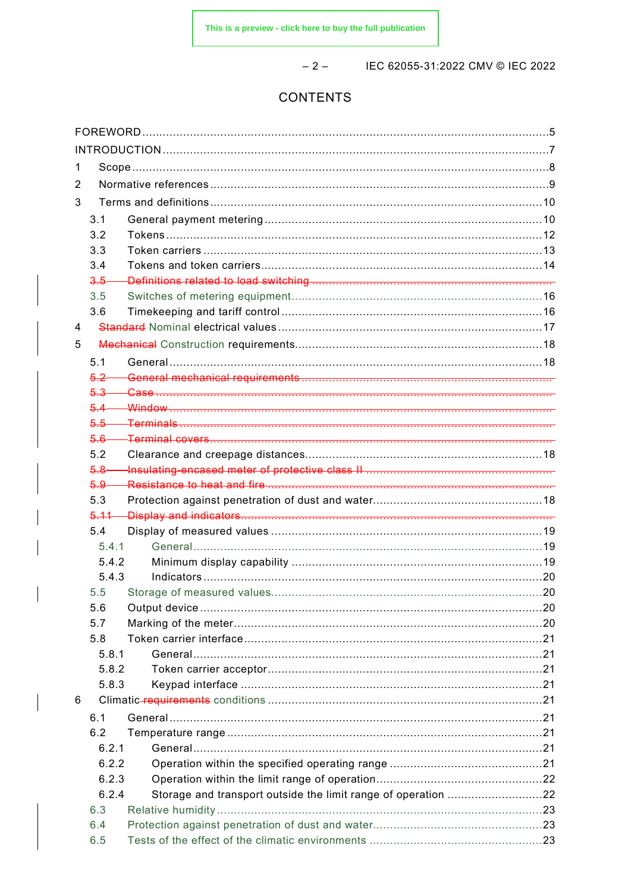# CONTENTS

FOREWORD .....5
INTRODUCTION .....7
1 Scope .....8
2 Normative references .....9
3 Terms and definitions .....10
3.1 General payment metering .....10
3.2 Tokens .....12
3.3 Token carriers .....13
3.4 Tokens and token carriers .....14
~~3.5 Definitions related to load switching~~
3.5 Switches of metering equipment .....16
3.6 Timekeeping and tariff control .....16
4 ~~Standard~~ Nominal electrical values .....17
5 ~~Mechanical~~ Construction requirements .....18
5.1 General .....18
~~5.2 General mechanical requirements~~
~~5.3 Case~~
~~5.4 Window~~
~~5.5 Terminals~~
~~5.6 Terminal covers~~
5.2 Clearance and creepage distances .....18
~~5.8 Insulating-encased meter of protective class II~~
~~5.9 Resistance to heat and fire~~
5.3 Protection against penetration of dust and water .....18
~~5.11 Display and indicators~~
5.4 Display of measured values .....19
5.4.1 General .....19
5.4.2 Minimum display capability .....19
5.4.3 Indicators .....20
5.5 Storage of measured values .....20
5.6 Output device .....20
5.7 Marking of the meter .....20
5.8 Token carrier interface .....21
5.8.1 General .....21
5.8.2 Token carrier acceptor .....21
5.8.3 Keypad interface .....21
6 Climatic ~~requirements~~ conditions .....21
6.1 General .....21
6.2 Temperature range .....21
6.2.1 General .....21
6.2.2 Operation within the specified operating range .....21
6.2.3 Operation within the limit range of operation .....22
6.2.4 Storage and transport outside the limit range of operation .....22
6.3 Relative humidity .....23
6.4 Protection against penetration of dust and water .....23
6.5 Tests of the effect of the climatic environments .....23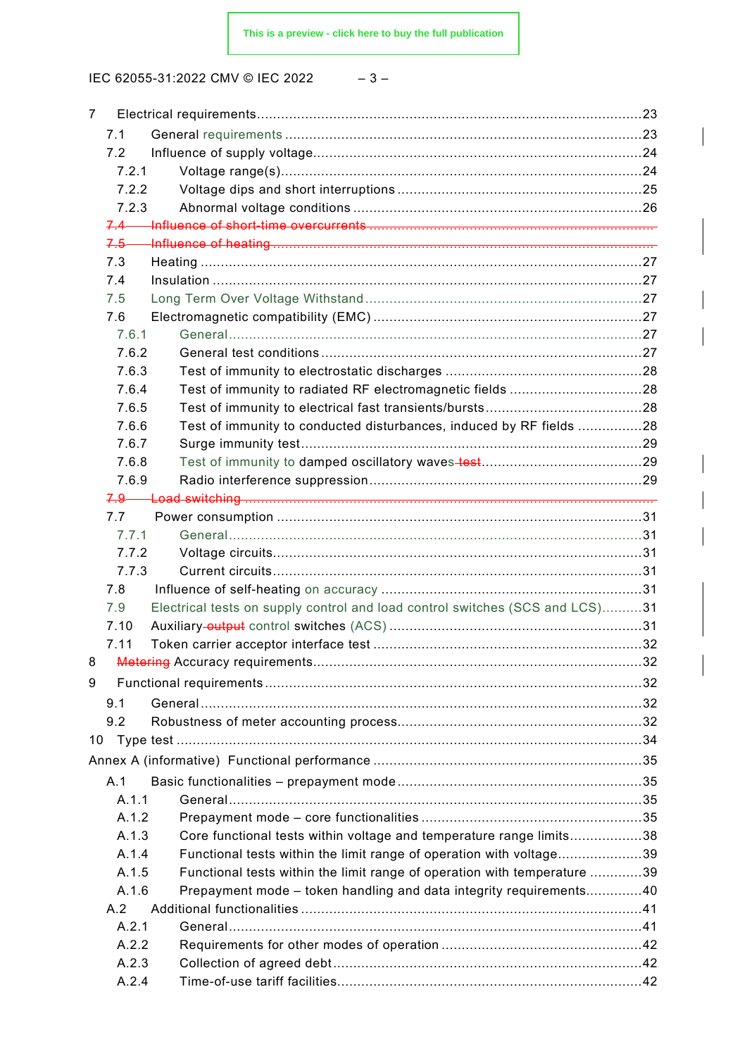7 Electrical requirements ........................................................................................23

7.1 General requirements ........................................................................................23

7.2 Influence of supply voltage ........................................................................................24

7.2.1 Voltage range(s) ........................................................................................24

7.2.2 Voltage dips and short interruptions ........................................................................................25

7.2.3 Abnormal voltage conditions ........................................................................................26

~~7.4 Influence of short-time overcurrents ........................................................................................~~

~~7.5 Influence of heating ........................................................................................~~

7.3 Heating ........................................................................................27

7.4 Insulation ........................................................................................27

7.5 Long Term Over Voltage Withstand ........................................................................................27

7.6 Electromagnetic compatibility (EMC) ........................................................................................27

7.6.1 General ........................................................................................27

7.6.2 General test conditions ........................................................................................27

7.6.3 Test of immunity to electrostatic discharges ........................................................................................28

7.6.4 Test of immunity to radiated RF electromagnetic fields ........................................................................................28

7.6.5 Test of immunity to electrical fast transients/bursts ........................................................................................28

7.6.6 Test of immunity to conducted disturbances, induced by RF fields ........................................................................................28

7.6.7 Surge immunity test ........................................................................................29

7.6.8 Test of immunity to damped oscillatory waves ~~test~~ ........................................................................................29

7.6.9 Radio interference suppression ........................................................................................29

~~7.9 Load switching ........................................................................................~~

7.7 Power consumption ........................................................................................31

7.7.1 General ........................................................................................31

7.7.2 Voltage circuits ........................................................................................31

7.7.3 Current circuits ........................................................................................31

7.8 Influence of self-heating on accuracy ........................................................................................31

7.9 Electrical tests on supply control and load control switches (SCS and LCS) ........................................................................................31

7.10 Auxiliary ~~output~~ control switches (ACS) ........................................................................................31

7.11 Token carrier acceptor interface test ........................................................................................32

8 ~~Metering~~ Accuracy requirements ........................................................................................32

9 Functional requirements ........................................................................................32

9.1 General ........................................................................................32

9.2 Robustness of meter accounting process ........................................................................................32

10 Type test ........................................................................................34

Annex A (informative) Functional performance ........................................................................................35

A.1 Basic functionalities – prepayment mode ........................................................................................35

A.1.1 General ........................................................................................35

A.1.2 Prepayment mode – core functionalities ........................................................................................35

A.1.3 Core functional tests within voltage and temperature range limits ........................................................................................38

A.1.4 Functional tests within the limit range of operation with voltage ........................................................................................39

A.1.5 Functional tests within the limit range of operation with temperature ........................................................................................39

A.1.6 Prepayment mode – token handling and data integrity requirements ........................................................................................40

A.2 Additional functionalities ........................................................................................41

A.2.1 General ........................................................................................41

A.2.2 Requirements for other modes of operation ........................................................................................42

A.2.3 Collection of agreed debt ........................................................................................42

A.2.4 Time-of-use tariff facilities ........................................................................................42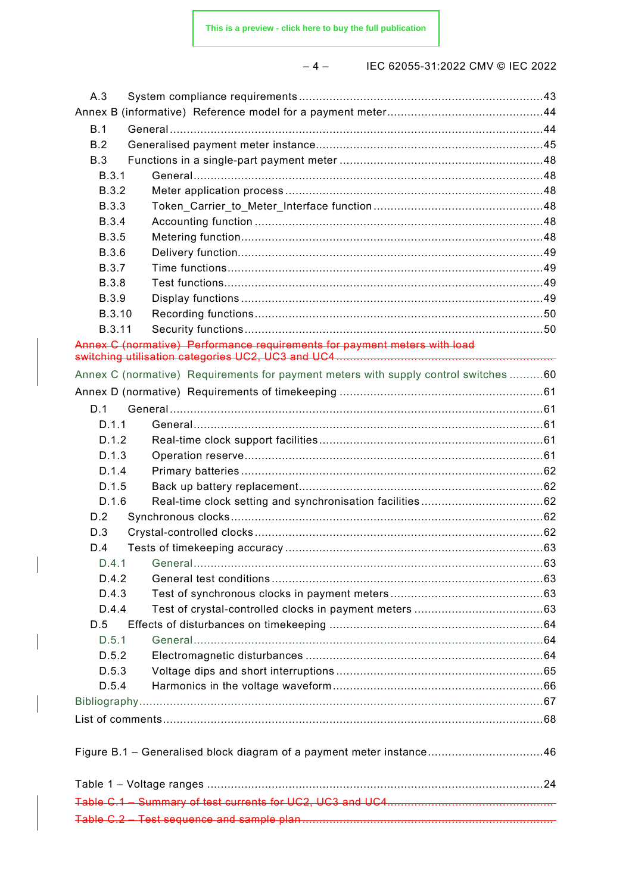A.3 System compliance requirements .......................................................................... 43

Annex B (informative) Reference model for a payment meter ............................................ 44

B.1 General ................................................................................................................ 44

B.2 Generalised payment meter instance .................................................................... 45

B.3 Functions in a single-part payment meter ............................................................. 48

B.3.1 General ......................................................................................................... 48

B.3.2 Meter application process .............................................................................. 48

B.3.3 Token_Carrier_to_Meter_Interface function ..................................................... 48

B.3.4 Accounting function ....................................................................................... 48

B.3.5 Metering function ........................................................................................... 48

B.3.6 Delivery function ............................................................................................ 49

B.3.7 Time functions ............................................................................................... 49

B.3.8 Test functions ................................................................................................ 49

B.3.9 Display functions ........................................................................................... 49

B.3.10 Recording functions ...................................................................................... 50

B.3.11 Security functions ......................................................................................... 50

~~Annex C (normative) Performance requirements for payment meters with load switching utilisation categories UC2, UC3 and UC4 ...................................................~~

Annex C (normative) Requirements for payment meters with supply control switches .......... 60

Annex D (normative) Requirements of timekeeping ........................................................... 61

D.1 General ................................................................................................................ 61

D.1.1 General ......................................................................................................... 61

D.1.2 Real-time clock support facilities ................................................................... 61

D.1.3 Operation reserve .......................................................................................... 61

D.1.4 Primary batteries ........................................................................................... 62

D.1.5 Back up battery replacement .......................................................................... 62

D.1.6 Real-time clock setting and synchronisation facilities ...................................... 62

D.2 Synchronous clocks .............................................................................................. 62

D.3 Crystal-controlled clocks ....................................................................................... 62

D.4 Tests of timekeeping accuracy .............................................................................. 63

D.4.1 General ......................................................................................................... 63

D.4.2 General test conditions .................................................................................. 63

D.4.3 Test of synchronous clocks in payment meters ............................................... 63

D.4.4 Test of crystal-controlled clocks in payment meters ........................................ 63

D.5 Effects of disturbances on timekeeping ................................................................. 64

D.5.1 General ......................................................................................................... 64

D.5.2 Electromagnetic disturbances ........................................................................ 64

D.5.3 Voltage dips and short interruptions ............................................................... 65

D.5.4 Harmonics in the voltage waveform ................................................................ 66

Bibliography ........................................................................................................................ 67

List of comments ................................................................................................................. 68

Figure B.1 – Generalised block diagram of a payment meter instance .................................. 46

Table 1 – Voltage ranges ..................................................................................................... 24

~~Table C.1 – Summary of test currents for UC2, UC3 and UC4 ...............................................~~

~~Table C.2 – Test sequence and sample plan .........................................................................~~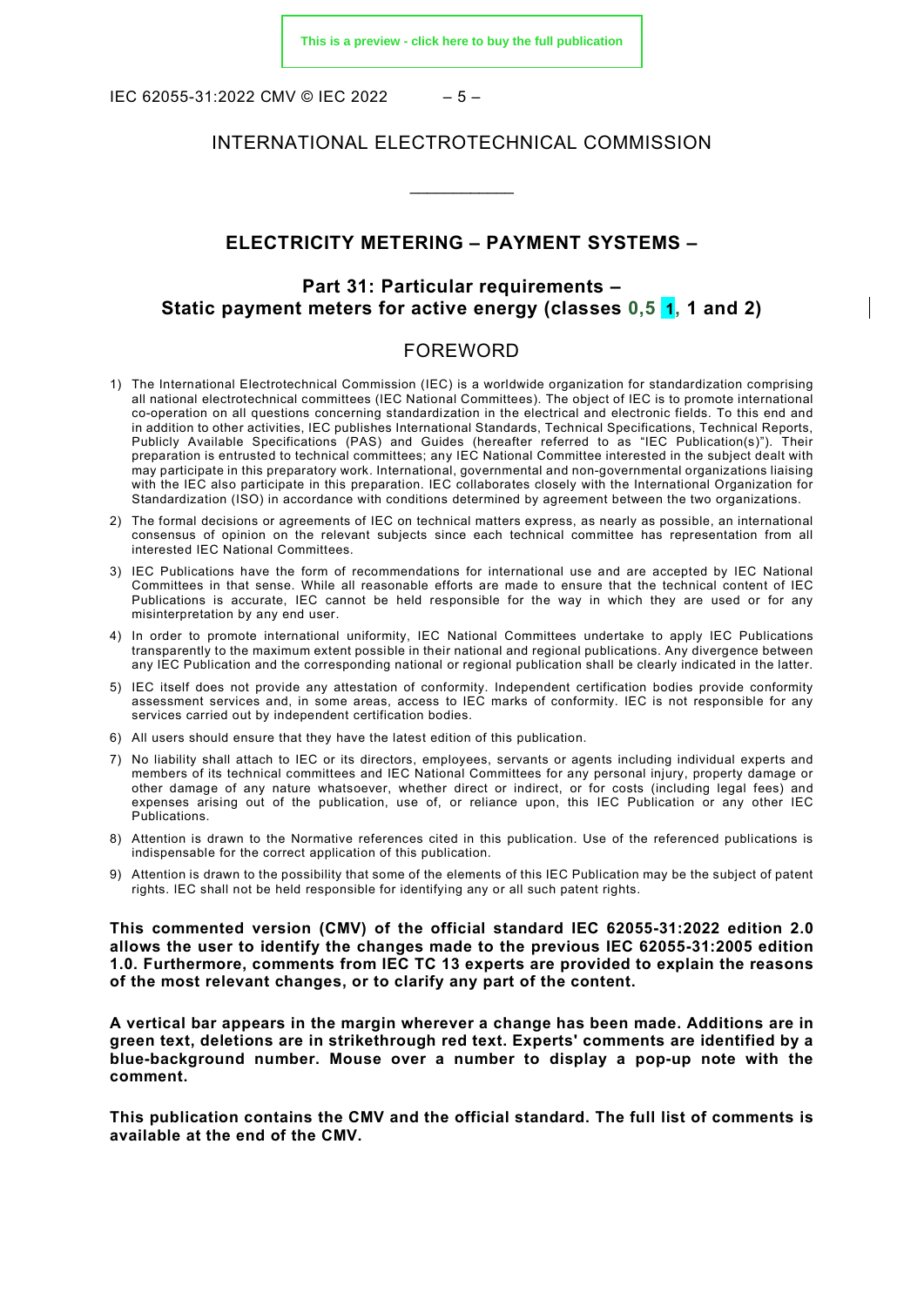INTERNATIONAL ELECTROTECHNICAL COMMISSION

____________

## ELECTRICITY METERING – PAYMENT SYSTEMS –

## Part 31: Particular requirements – Static payment meters for active energy (classes 0,5 1, 1 and 2)

## FOREWORD

1) The International Electrotechnical Commission (IEC) is a worldwide organization for standardization comprising all national electrotechnical committees (IEC National Committees). The object of IEC is to promote international co-operation on all questions concerning standardization in the electrical and electronic fields. To this end and in addition to other activities, IEC publishes International Standards, Technical Specifications, Technical Reports, Publicly Available Specifications (PAS) and Guides (hereafter referred to as "IEC Publication(s)"). Their preparation is entrusted to technical committees; any IEC National Committee interested in the subject dealt with may participate in this preparatory work. International, governmental and non-governmental organizations liaising with the IEC also participate in this preparation. IEC collaborates closely with the International Organization for Standardization (ISO) in accordance with conditions determined by agreement between the two organizations.

2) The formal decisions or agreements of IEC on technical matters express, as nearly as possible, an international consensus of opinion on the relevant subjects since each technical committee has representation from all interested IEC National Committees.

3) IEC Publications have the form of recommendations for international use and are accepted by IEC National Committees in that sense. While all reasonable efforts are made to ensure that the technical content of IEC Publications is accurate, IEC cannot be held responsible for the way in which they are used or for any misinterpretation by any end user.

4) In order to promote international uniformity, IEC National Committees undertake to apply IEC Publications transparently to the maximum extent possible in their national and regional publications. Any divergence between any IEC Publication and the corresponding national or regional publication shall be clearly indicated in the latter.

5) IEC itself does not provide any attestation of conformity. Independent certification bodies provide conformity assessment services and, in some areas, access to IEC marks of conformity. IEC is not responsible for any services carried out by independent certification bodies.

6) All users should ensure that they have the latest edition of this publication.

7) No liability shall attach to IEC or its directors, employees, servants or agents including individual experts and members of its technical committees and IEC National Committees for any personal injury, property damage or other damage of any nature whatsoever, whether direct or indirect, or for costs (including legal fees) and expenses arising out of the publication, use of, or reliance upon, this IEC Publication or any other IEC Publications.

8) Attention is drawn to the Normative references cited in this publication. Use of the referenced publications is indispensable for the correct application of this publication.

9) Attention is drawn to the possibility that some of the elements of this IEC Publication may be the subject of patent rights. IEC shall not be held responsible for identifying any or all such patent rights.

**This commented version (CMV) of the official standard IEC 62055-31:2022 edition 2.0 allows the user to identify the changes made to the previous IEC 62055-31:2005 edition 1.0. Furthermore, comments from IEC TC 13 experts are provided to explain the reasons of the most relevant changes, or to clarify any part of the content.**

**A vertical bar appears in the margin wherever a change has been made. Additions are in green text, deletions are in strikethrough red text. Experts' comments are identified by a blue-background number. Mouse over a number to display a pop-up note with the comment.**

**This publication contains the CMV and the official standard. The full list of comments is available at the end of the CMV.**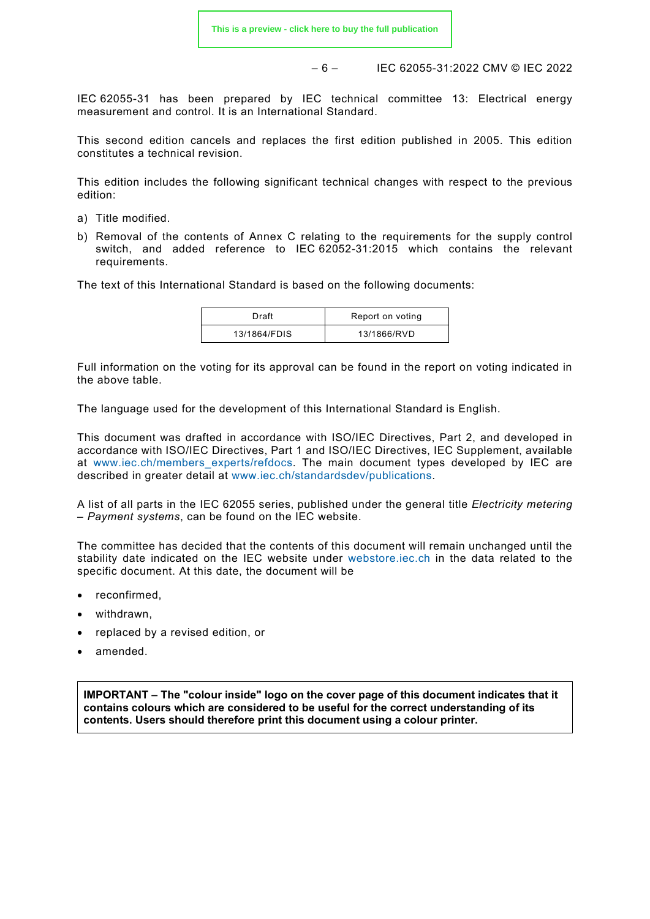IEC 62055-31 has been prepared by IEC technical committee 13: Electrical energy measurement and control. It is an International Standard.

This second edition cancels and replaces the first edition published in 2005. This edition constitutes a technical revision.

This edition includes the following significant technical changes with respect to the previous edition:

a) Title modified.
b) Removal of the contents of Annex C relating to the requirements for the supply control switch, and added reference to IEC 62052-31:2015 which contains the relevant requirements.

The text of this International Standard is based on the following documents:

| Draft | Report on voting |
|---|---|
| 13/1864/FDIS | 13/1866/RVD |

Full information on the voting for its approval can be found in the report on voting indicated in the above table.

The language used for the development of this International Standard is English.

This document was drafted in accordance with ISO/IEC Directives, Part 2, and developed in accordance with ISO/IEC Directives, Part 1 and ISO/IEC Directives, IEC Supplement, available at www.iec.ch/members_experts/refdocs. The main document types developed by IEC are described in greater detail at www.iec.ch/standardsdev/publications.

A list of all parts in the IEC 62055 series, published under the general title *Electricity metering – Payment systems*, can be found on the IEC website.

The committee has decided that the contents of this document will remain unchanged until the stability date indicated on the IEC website under webstore.iec.ch in the data related to the specific document. At this date, the document will be

- reconfirmed,
- withdrawn,
- replaced by a revised edition, or
- amended.

**IMPORTANT – The "colour inside" logo on the cover page of this document indicates that it contains colours which are considered to be useful for the correct understanding of its contents. Users should therefore print this document using a colour printer.**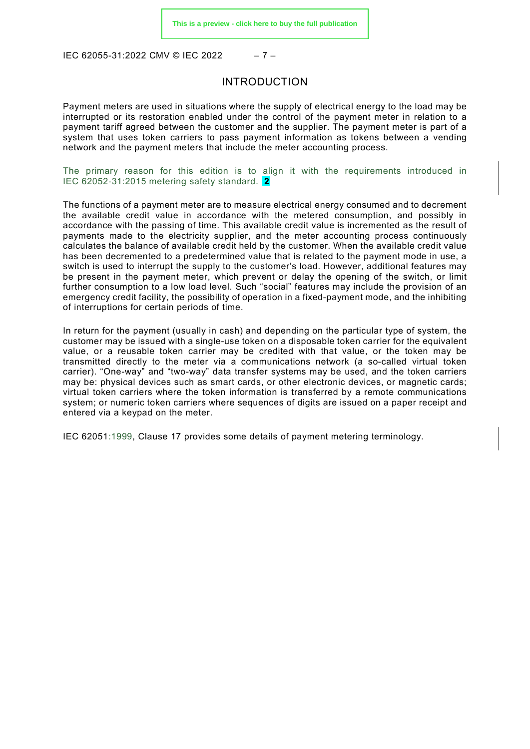# INTRODUCTION

Payment meters are used in situations where the supply of electrical energy to the load may be interrupted or its restoration enabled under the control of the payment meter in relation to a payment tariff agreed between the customer and the supplier. The payment meter is part of a system that uses token carriers to pass payment information as tokens between a vending network and the payment meters that include the meter accounting process.

The primary reason for this edition is to align it with the requirements introduced in IEC 62052-31:2015 metering safety standard. **2**

The functions of a payment meter are to measure electrical energy consumed and to decrement the available credit value in accordance with the metered consumption, and possibly in accordance with the passing of time. This available credit value is incremented as the result of payments made to the electricity supplier, and the meter accounting process continuously calculates the balance of available credit held by the customer. When the available credit value has been decremented to a predetermined value that is related to the payment mode in use, a switch is used to interrupt the supply to the customer's load. However, additional features may be present in the payment meter, which prevent or delay the opening of the switch, or limit further consumption to a low load level. Such "social" features may include the provision of an emergency credit facility, the possibility of operation in a fixed-payment mode, and the inhibiting of interruptions for certain periods of time.

In return for the payment (usually in cash) and depending on the particular type of system, the customer may be issued with a single-use token on a disposable token carrier for the equivalent value, or a reusable token carrier may be credited with that value, or the token may be transmitted directly to the meter via a communications network (a so-called virtual token carrier). "One-way" and "two-way" data transfer systems may be used, and the token carriers may be: physical devices such as smart cards, or other electronic devices, or magnetic cards; virtual token carriers where the token information is transferred by a remote communications system; or numeric token carriers where sequences of digits are issued on a paper receipt and entered via a keypad on the meter.

IEC 62051:1999, Clause 17 provides some details of payment metering terminology.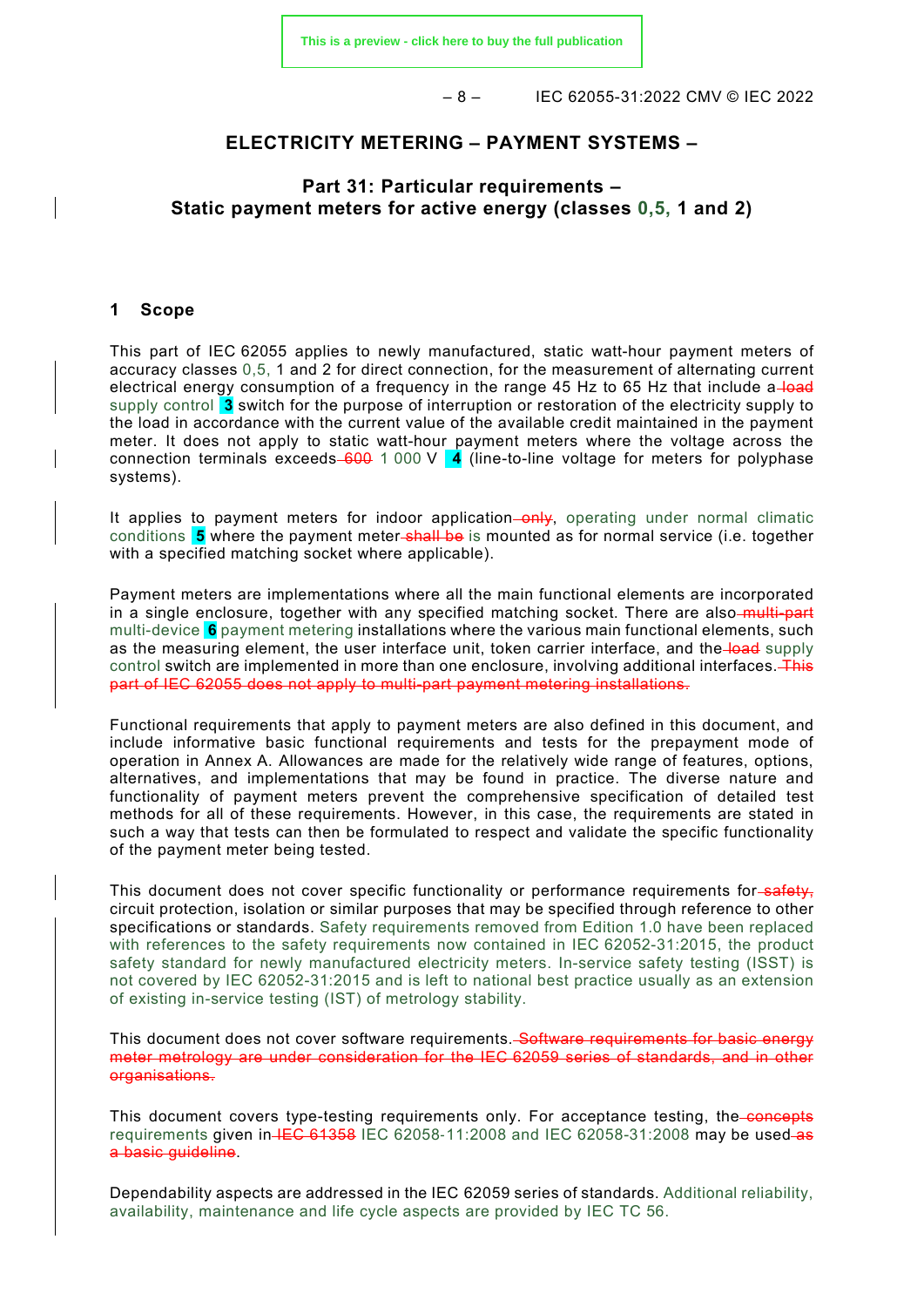## ELECTRICITY METERING – PAYMENT SYSTEMS –

## Part 31: Particular requirements – Static payment meters for active energy (classes 0,5, 1 and 2)

### 1 Scope

This part of IEC 62055 applies to newly manufactured, static watt-hour payment meters of accuracy classes 0,5, 1 and 2 for direct connection, for the measurement of alternating current electrical energy consumption of a frequency in the range 45 Hz to 65 Hz that include a ~~load~~ supply control **3** switch for the purpose of interruption or restoration of the electricity supply to the load in accordance with the current value of the available credit maintained in the payment meter. It does not apply to static watt-hour payment meters where the voltage across the connection terminals exceeds ~~600~~ 1 000 V **4** (line-to-line voltage for meters for polyphase systems).

It applies to payment meters for indoor application ~~only~~, operating under normal climatic conditions **5** where the payment meter ~~shall be~~ is mounted as for normal service (i.e. together with a specified matching socket where applicable).

Payment meters are implementations where all the main functional elements are incorporated in a single enclosure, together with any specified matching socket. There are also ~~multi-part~~ multi-device **6** payment metering installations where the various main functional elements, such as the measuring element, the user interface unit, token carrier interface, and the ~~load~~ supply control switch are implemented in more than one enclosure, involving additional interfaces. ~~This part of IEC 62055 does not apply to multi-part payment metering installations.~~

Functional requirements that apply to payment meters are also defined in this document, and include informative basic functional requirements and tests for the prepayment mode of operation in Annex A. Allowances are made for the relatively wide range of features, options, alternatives, and implementations that may be found in practice. The diverse nature and functionality of payment meters prevent the comprehensive specification of detailed test methods for all of these requirements. However, in this case, the requirements are stated in such a way that tests can then be formulated to respect and validate the specific functionality of the payment meter being tested.

This document does not cover specific functionality or performance requirements for ~~safety,~~ circuit protection, isolation or similar purposes that may be specified through reference to other specifications or standards. Safety requirements removed from Edition 1.0 have been replaced with references to the safety requirements now contained in IEC 62052-31:2015, the product safety standard for newly manufactured electricity meters. In-service safety testing (ISST) is not covered by IEC 62052-31:2015 and is left to national best practice usually as an extension of existing in-service testing (IST) of metrology stability.

This document does not cover software requirements. ~~Software requirements for basic energy meter metrology are under consideration for the IEC 62059 series of standards, and in other organisations.~~

This document covers type-testing requirements only. For acceptance testing, the ~~concepts~~ requirements given in ~~IEC 61358~~ IEC 62058-11:2008 and IEC 62058-31:2008 may be used ~~as a basic guideline~~.

Dependability aspects are addressed in the IEC 62059 series of standards. Additional reliability, availability, maintenance and life cycle aspects are provided by IEC TC 56.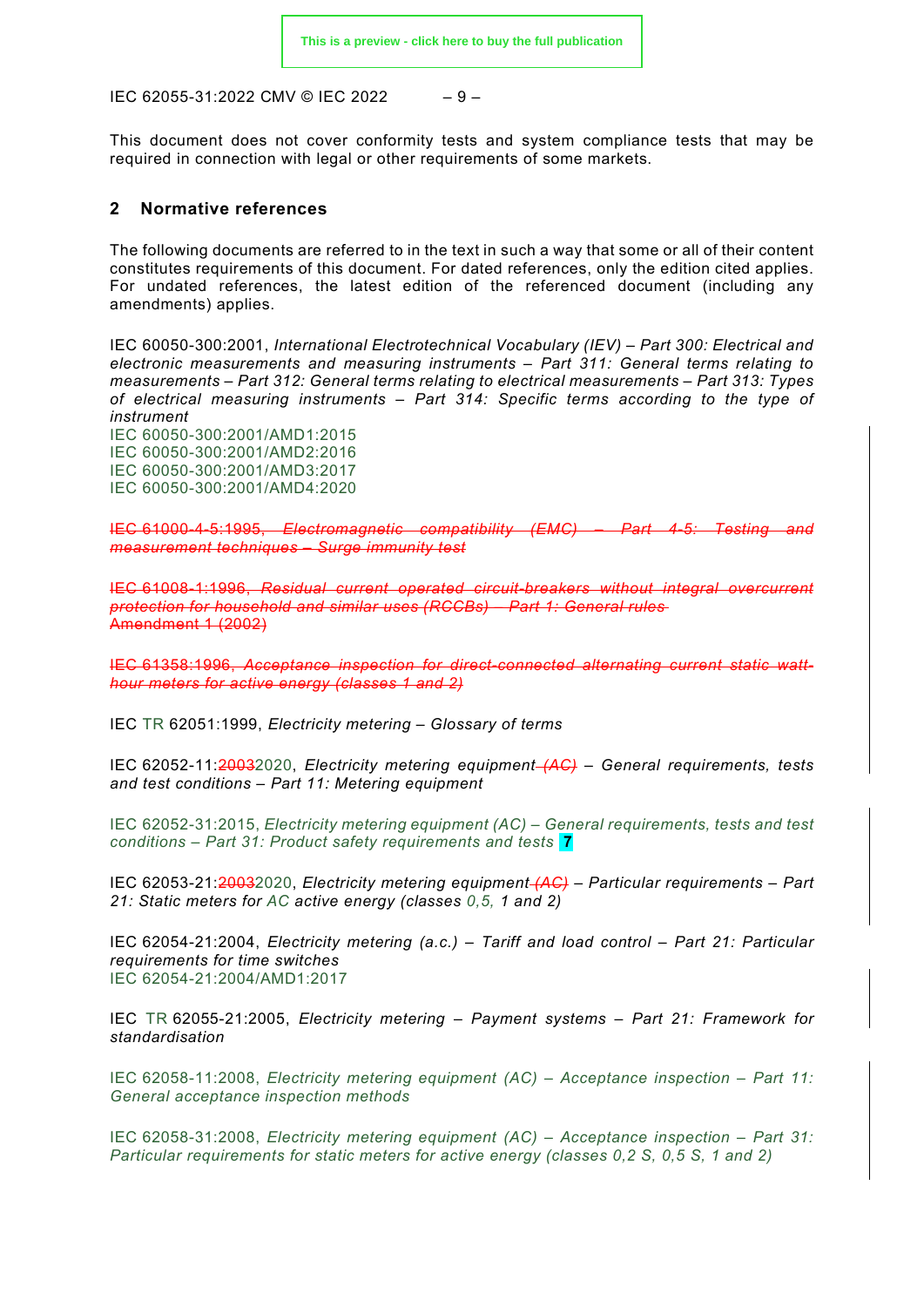This document does not cover conformity tests and system compliance tests that may be required in connection with legal or other requirements of some markets.

## 2 Normative references

The following documents are referred to in the text in such a way that some or all of their content constitutes requirements of this document. For dated references, only the edition cited applies. For undated references, the latest edition of the referenced document (including any amendments) applies.

IEC 60050-300:2001, *International Electrotechnical Vocabulary (IEV) – Part 300: Electrical and electronic measurements and measuring instruments – Part 311: General terms relating to measurements – Part 312: General terms relating to electrical measurements – Part 313: Types of electrical measuring instruments – Part 314: Specific terms according to the type of instrument*
IEC 60050-300:2001/AMD1:2015
IEC 60050-300:2001/AMD2:2016
IEC 60050-300:2001/AMD3:2017
IEC 60050-300:2001/AMD4:2020

~~IEC 61000-4-5:1995, *Electromagnetic compatibility (EMC) – Part 4-5: Testing and measurement techniques – Surge immunity test*~~

~~IEC 61008-1:1996, *Residual current operated circuit-breakers without integral overcurrent protection for household and similar uses (RCCBs) – Part 1: General rules*~~
~~Amendment 1 (2002)~~

~~IEC 61358:1996, *Acceptance inspection for direct-connected alternating current static watt-hour meters for active energy (classes 1 and 2)*~~

IEC TR 62051:1999, *Electricity metering – Glossary of terms*

IEC 62052-11:~~2003~~2020, *Electricity metering equipment ~~(AC)~~ – General requirements, tests and test conditions – Part 11: Metering equipment*

IEC 62052-31:2015, *Electricity metering equipment (AC) – General requirements, tests and test conditions – Part 31: Product safety requirements and tests* 7

IEC 62053-21:~~2003~~2020, *Electricity metering equipment ~~(AC)~~ – Particular requirements – Part 21: Static meters for AC active energy (classes 0,5, 1 and 2)*

IEC 62054-21:2004, *Electricity metering (a.c.) – Tariff and load control – Part 21: Particular requirements for time switches*
IEC 62054-21:2004/AMD1:2017

IEC TR 62055-21:2005, *Electricity metering – Payment systems – Part 21: Framework for standardisation*

IEC 62058-11:2008, *Electricity metering equipment (AC) – Acceptance inspection – Part 11: General acceptance inspection methods*

IEC 62058-31:2008, *Electricity metering equipment (AC) – Acceptance inspection – Part 31: Particular requirements for static meters for active energy (classes 0,2 S, 0,5 S, 1 and 2)*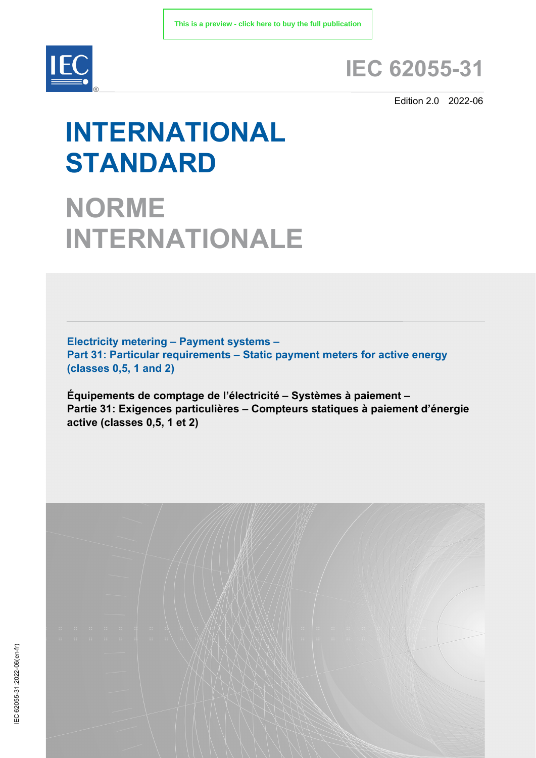# IEC 62055-31

Edition 2.0 2022-06

# INTERNATIONAL STANDARD

# NORME INTERNATIONALE

**Electricity metering – Payment systems –**
**Part 31: Particular requirements – Static payment meters for active energy (classes 0,5, 1 and 2)**

**Équipements de comptage de l'électricité – Systèmes à paiement –**
**Partie 31: Exigences particulières – Compteurs statiques à paiement d'énergie active (classes 0,5, 1 et 2)**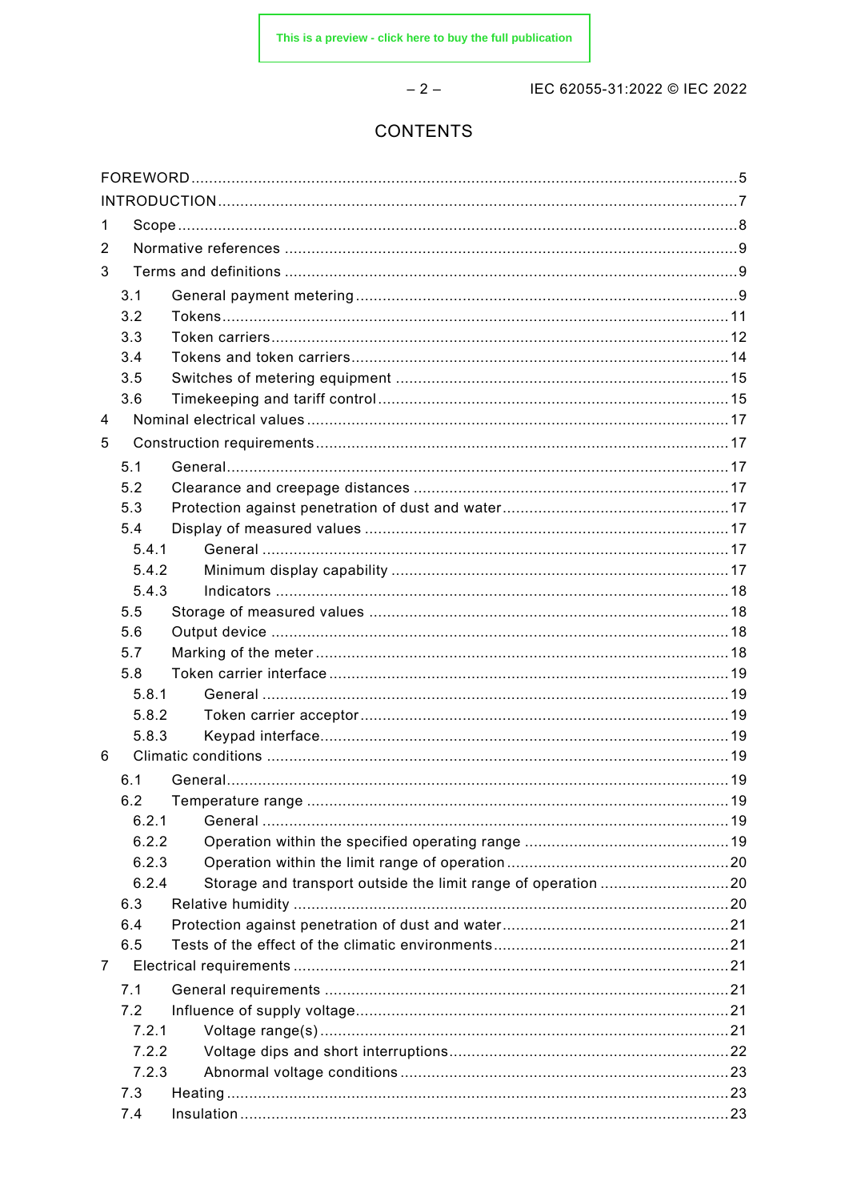# CONTENTS

FOREWORD ........................................................................................................................... 5

INTRODUCTION ..................................................................................................................... 7

1 Scope .............................................................................................................................. 8

2 Normative references ....................................................................................................... 9

3 Terms and definitions ....................................................................................................... 9

3.1 General payment metering ........................................................................................ 9

3.2 Tokens ................................................................................................................... 11

3.3 Token carriers ......................................................................................................... 12

3.4 Tokens and token carriers ....................................................................................... 14

3.5 Switches of metering equipment ............................................................................. 15

3.6 Timekeeping and tariff control ................................................................................. 15

4 Nominal electrical values ................................................................................................ 17

5 Construction requirements .............................................................................................. 17

5.1 General ................................................................................................................... 17

5.2 Clearance and creepage distances ......................................................................... 17

5.3 Protection against penetration of dust and water ..................................................... 17

5.4 Display of measured values .................................................................................... 17

5.4.1 General ........................................................................................................... 17

5.4.2 Minimum display capability .............................................................................. 17

5.4.3 Indicators ........................................................................................................ 18

5.5 Storage of measured values ................................................................................... 18

5.6 Output device ......................................................................................................... 18

5.7 Marking of the meter ............................................................................................... 18

5.8 Token carrier interface ............................................................................................ 19

5.8.1 General ........................................................................................................... 19

5.8.2 Token carrier acceptor ..................................................................................... 19

5.8.3 Keypad interface .............................................................................................. 19

6 Climatic conditions .......................................................................................................... 19

6.1 General ................................................................................................................... 19

6.2 Temperature range ................................................................................................. 19

6.2.1 General ........................................................................................................... 19

6.2.2 Operation within the specified operating range ................................................ 19

6.2.3 Operation within the limit range of operation .................................................... 20

6.2.4 Storage and transport outside the limit range of operation ............................... 20

6.3 Relative humidity .................................................................................................... 20

6.4 Protection against penetration of dust and water ..................................................... 21

6.5 Tests of the effect of the climatic environments ........................................................ 21

7 Electrical requirements .................................................................................................... 21

7.1 General requirements ............................................................................................. 21

7.2 Influence of supply voltage ...................................................................................... 21

7.2.1 Voltage range(s) .............................................................................................. 21

7.2.2 Voltage dips and short interruptions ................................................................. 22

7.2.3 Abnormal voltage conditions ............................................................................ 23

7.3 Heating ................................................................................................................... 23

7.4 Insulation ................................................................................................................ 23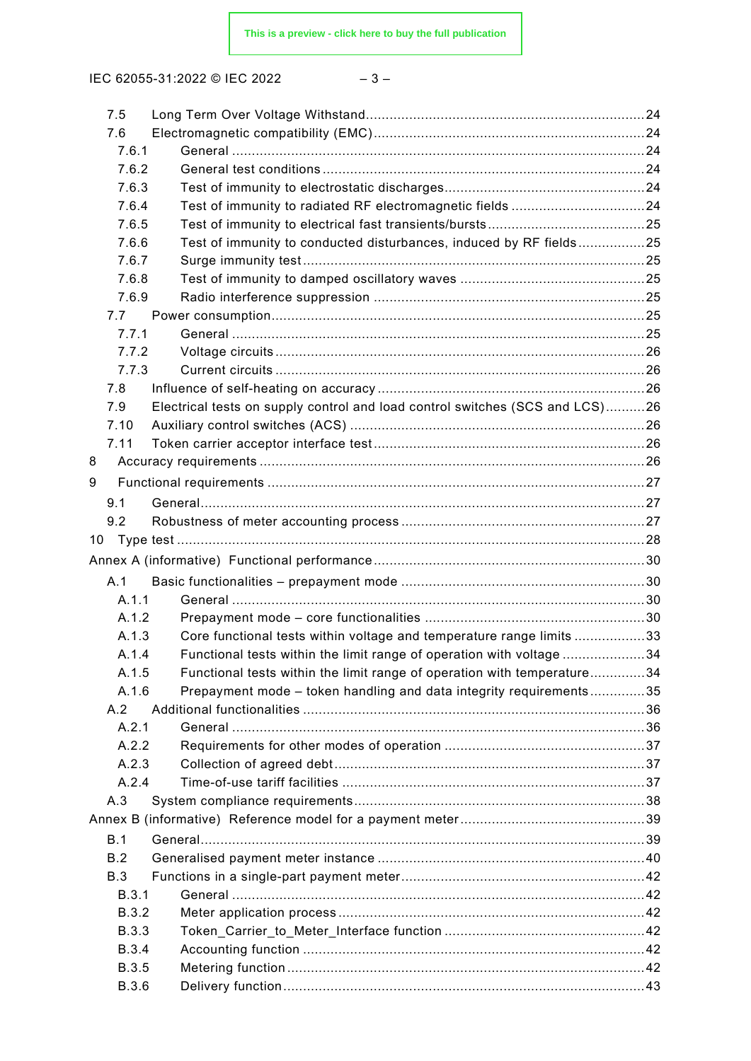7.5 Long Term Over Voltage Withstand ...................................................................................24
7.6 Electromagnetic compatibility (EMC) ...................................................................................24
7.6.1 General ..........................................................................................................................24
7.6.2 General test conditions ..................................................................................................24
7.6.3 Test of immunity to electrostatic discharges ....................................................................24
7.6.4 Test of immunity to radiated RF electromagnetic fields ....................................................24
7.6.5 Test of immunity to electrical fast transients/bursts ..........................................................25
7.6.6 Test of immunity to conducted disturbances, induced by RF fields ...................................25
7.6.7 Surge immunity test ........................................................................................................25
7.6.8 Test of immunity to damped oscillatory waves .................................................................25
7.6.9 Radio interference suppression .......................................................................................25
7.7 Power consumption ...............................................................................................................25
7.7.1 General ..........................................................................................................................25
7.7.2 Voltage circuits ...............................................................................................................26
7.7.3 Current circuits ...............................................................................................................26
7.8 Influence of self-heating on accuracy .....................................................................................26
7.9 Electrical tests on supply control and load control switches (SCS and LCS) ...........................26
7.10 Auxiliary control switches (ACS) ..........................................................................................26
7.11 Token carrier acceptor interface test .....................................................................................26
8 Accuracy requirements ...............................................................................................................26
9 Functional requirements .............................................................................................................27
9.1 General .................................................................................................................................27
9.2 Robustness of meter accounting process ..............................................................................27
10 Type test ...................................................................................................................................28
Annex A (informative) Functional performance ...........................................................................30
A.1 Basic functionalities – prepayment mode ...............................................................................30
A.1.1 General ..........................................................................................................................30
A.1.2 Prepayment mode – core functionalities ..........................................................................30
A.1.3 Core functional tests within voltage and temperature range limits ...................................33
A.1.4 Functional tests within the limit range of operation with voltage ......................................34
A.1.5 Functional tests within the limit range of operation with temperature ...............................34
A.1.6 Prepayment mode – token handling and data integrity requirements ...............................35
A.2 Additional functionalities .......................................................................................................36
A.2.1 General ..........................................................................................................................36
A.2.2 Requirements for other modes of operation ....................................................................37
A.2.3 Collection of agreed debt ................................................................................................37
A.2.4 Time-of-use tariff facilities ..............................................................................................37
A.3 System compliance requirements ..........................................................................................38
Annex B (informative) Reference model for a payment meter .....................................................39
B.1 General .................................................................................................................................39
B.2 Generalised payment meter instance .....................................................................................40
B.3 Functions in a single-part payment meter ...............................................................................42
B.3.1 General ..........................................................................................................................42
B.3.2 Meter application process ...............................................................................................42
B.3.3 Token_Carrier_to_Meter_Interface function .....................................................................42
B.3.4 Accounting function ........................................................................................................42
B.3.5 Metering function ............................................................................................................42
B.3.6 Delivery function .............................................................................................................43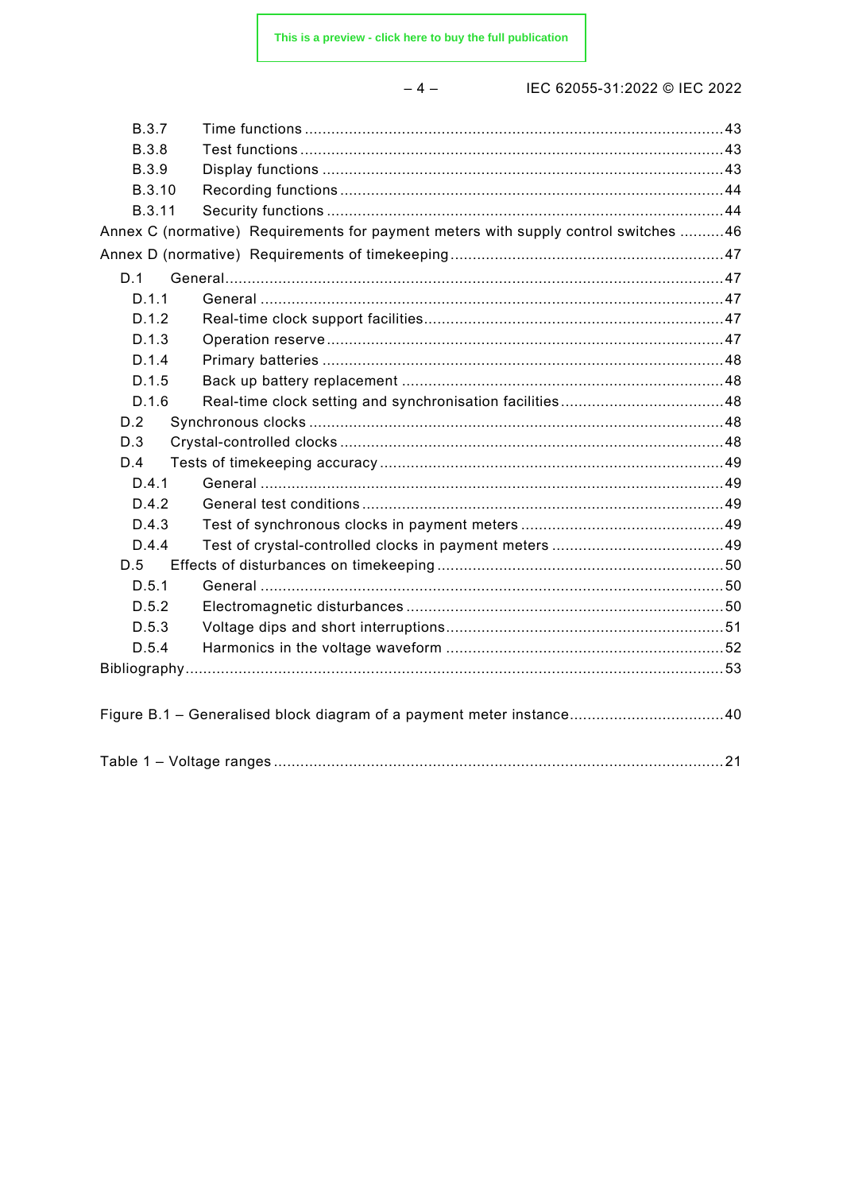B.3.7 Time functions ............................................................................................. 43
B.3.8 Test functions ............................................................................................. 43
B.3.9 Display functions ......................................................................................... 43
B.3.10 Recording functions ..................................................................................... 44
B.3.11 Security functions ........................................................................................ 44

Annex C (normative) Requirements for payment meters with supply control switches .......... 46

Annex D (normative) Requirements of timekeeping ............................................................ 47

D.1 General ............................................................................................................... 47
D.1.1 General ....................................................................................................... 47
D.1.2 Real-time clock support facilities .................................................................. 47
D.1.3 Operation reserve ........................................................................................ 47
D.1.4 Primary batteries ......................................................................................... 48
D.1.5 Back up battery replacement ........................................................................ 48
D.1.6 Real-time clock setting and synchronisation facilities .................................... 48
D.2 Synchronous clocks ............................................................................................ 48
D.3 Crystal-controlled clocks ..................................................................................... 48
D.4 Tests of timekeeping accuracy ............................................................................ 49
D.4.1 General ....................................................................................................... 49
D.4.2 General test conditions ................................................................................ 49
D.4.3 Test of synchronous clocks in payment meters ............................................. 49
D.4.4 Test of crystal-controlled clocks in payment meters ....................................... 49
D.5 Effects of disturbances on timekeeping ............................................................... 50
D.5.1 General ....................................................................................................... 50
D.5.2 Electromagnetic disturbances ....................................................................... 50
D.5.3 Voltage dips and short interruptions .............................................................. 51
D.5.4 Harmonics in the voltage waveform .............................................................. 52

Bibliography ........................................................................................................................ 53

Figure B.1 – Generalised block diagram of a payment meter instance .................................. 40

Table 1 – Voltage ranges ..................................................................................................... 21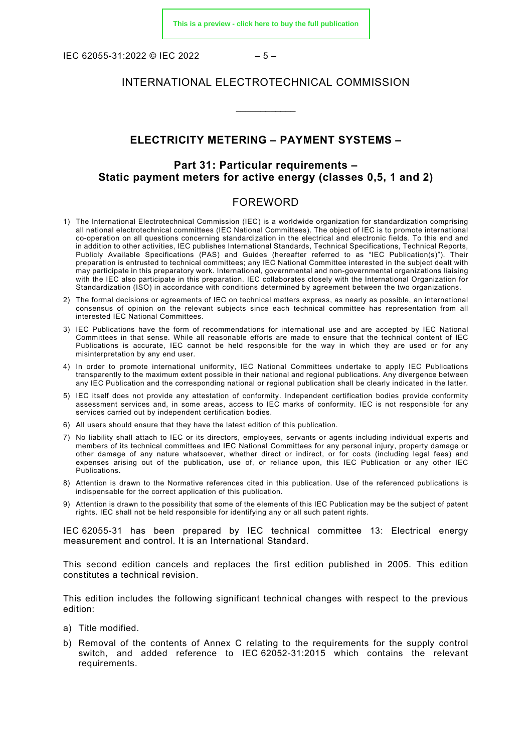INTERNATIONAL ELECTROTECHNICAL COMMISSION

\_\_\_\_\_\_\_\_\_\_\_\_

**ELECTRICITY METERING – PAYMENT SYSTEMS –**

**Part 31: Particular requirements – Static payment meters for active energy (classes 0,5, 1 and 2)**

FOREWORD

1) The International Electrotechnical Commission (IEC) is a worldwide organization for standardization comprising all national electrotechnical committees (IEC National Committees). The object of IEC is to promote international co-operation on all questions concerning standardization in the electrical and electronic fields. To this end and in addition to other activities, IEC publishes International Standards, Technical Specifications, Technical Reports, Publicly Available Specifications (PAS) and Guides (hereafter referred to as "IEC Publication(s)"). Their preparation is entrusted to technical committees; any IEC National Committee interested in the subject dealt with may participate in this preparatory work. International, governmental and non-governmental organizations liaising with the IEC also participate in this preparation. IEC collaborates closely with the International Organization for Standardization (ISO) in accordance with conditions determined by agreement between the two organizations.
2) The formal decisions or agreements of IEC on technical matters express, as nearly as possible, an international consensus of opinion on the relevant subjects since each technical committee has representation from all interested IEC National Committees.
3) IEC Publications have the form of recommendations for international use and are accepted by IEC National Committees in that sense. While all reasonable efforts are made to ensure that the technical content of IEC Publications is accurate, IEC cannot be held responsible for the way in which they are used or for any misinterpretation by any end user.
4) In order to promote international uniformity, IEC National Committees undertake to apply IEC Publications transparently to the maximum extent possible in their national and regional publications. Any divergence between any IEC Publication and the corresponding national or regional publication shall be clearly indicated in the latter.
5) IEC itself does not provide any attestation of conformity. Independent certification bodies provide conformity assessment services and, in some areas, access to IEC marks of conformity. IEC is not responsible for any services carried out by independent certification bodies.
6) All users should ensure that they have the latest edition of this publication.
7) No liability shall attach to IEC or its directors, employees, servants or agents including individual experts and members of its technical committees and IEC National Committees for any personal injury, property damage or other damage of any nature whatsoever, whether direct or indirect, or for costs (including legal fees) and expenses arising out of the publication, use of, or reliance upon, this IEC Publication or any other IEC Publications.
8) Attention is drawn to the Normative references cited in this publication. Use of the referenced publications is indispensable for the correct application of this publication.
9) Attention is drawn to the possibility that some of the elements of this IEC Publication may be the subject of patent rights. IEC shall not be held responsible for identifying any or all such patent rights.

IEC 62055-31 has been prepared by IEC technical committee 13: Electrical energy measurement and control. It is an International Standard.

This second edition cancels and replaces the first edition published in 2005. This edition constitutes a technical revision.

This edition includes the following significant technical changes with respect to the previous edition:

a) Title modified.
b) Removal of the contents of Annex C relating to the requirements for the supply control switch, and added reference to IEC 62052-31:2015 which contains the relevant requirements.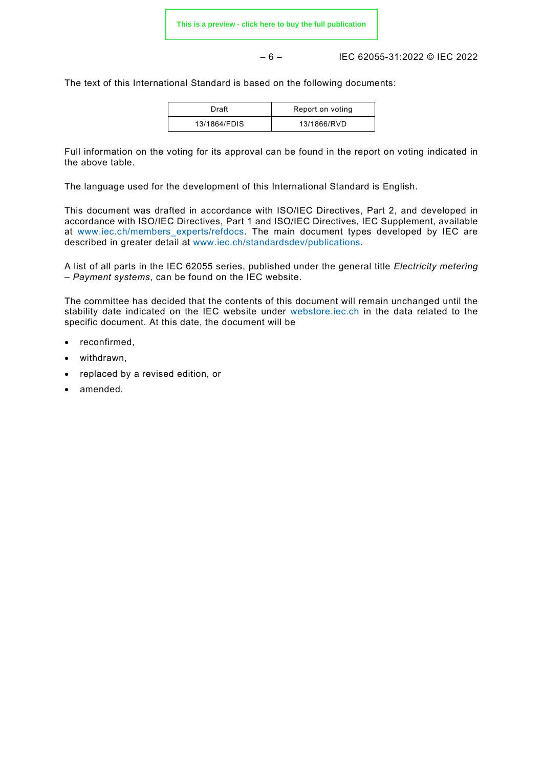The text of this International Standard is based on the following documents:

| Draft | Report on voting |
|---|---|
| 13/1864/FDIS | 13/1866/RVD |

Full information on the voting for its approval can be found in the report on voting indicated in the above table.

The language used for the development of this International Standard is English.

This document was drafted in accordance with ISO/IEC Directives, Part 2, and developed in accordance with ISO/IEC Directives, Part 1 and ISO/IEC Directives, IEC Supplement, available at www.iec.ch/members_experts/refdocs. The main document types developed by IEC are described in greater detail at www.iec.ch/standardsdev/publications.

A list of all parts in the IEC 62055 series, published under the general title *Electricity metering – Payment systems*, can be found on the IEC website.

The committee has decided that the contents of this document will remain unchanged until the stability date indicated on the IEC website under webstore.iec.ch in the data related to the specific document. At this date, the document will be

- reconfirmed,
- withdrawn,
- replaced by a revised edition, or
- amended.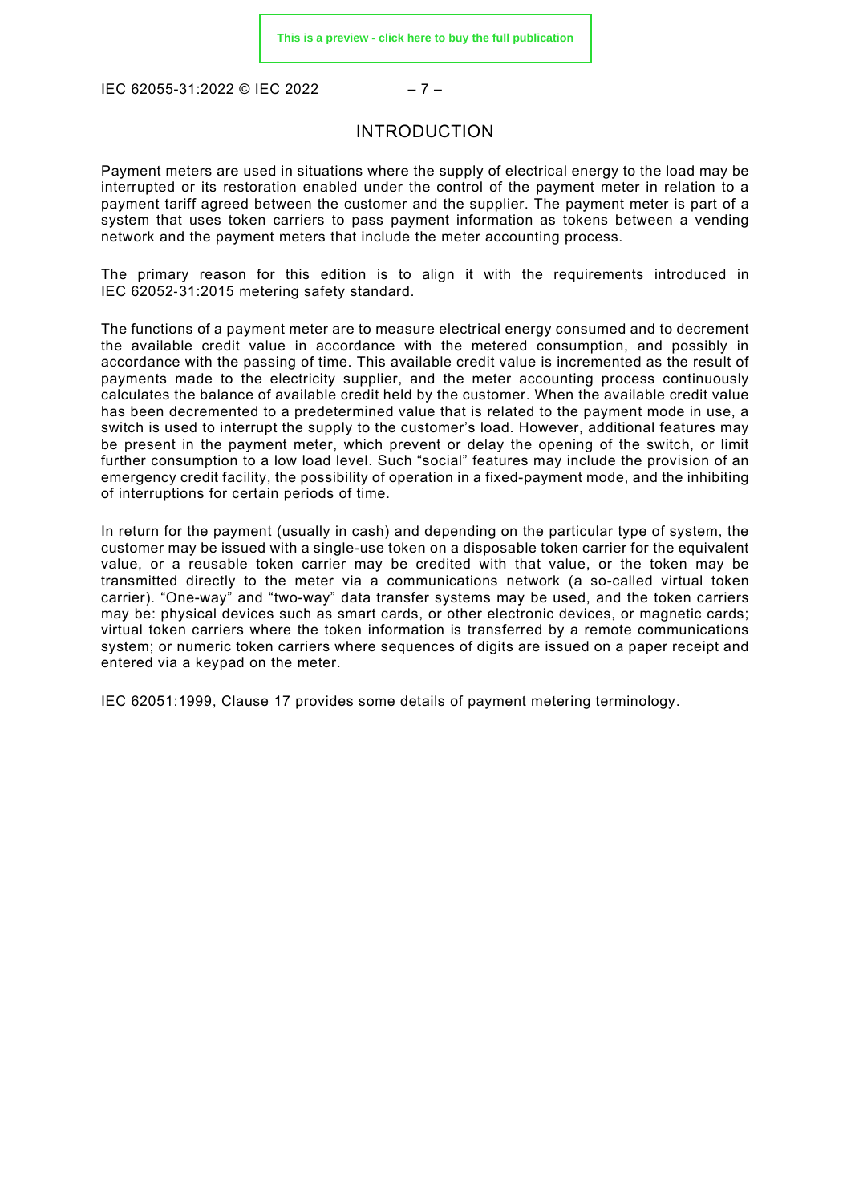# INTRODUCTION

Payment meters are used in situations where the supply of electrical energy to the load may be interrupted or its restoration enabled under the control of the payment meter in relation to a payment tariff agreed between the customer and the supplier. The payment meter is part of a system that uses token carriers to pass payment information as tokens between a vending network and the payment meters that include the meter accounting process.

The primary reason for this edition is to align it with the requirements introduced in IEC 62052-31:2015 metering safety standard.

The functions of a payment meter are to measure electrical energy consumed and to decrement the available credit value in accordance with the metered consumption, and possibly in accordance with the passing of time. This available credit value is incremented as the result of payments made to the electricity supplier, and the meter accounting process continuously calculates the balance of available credit held by the customer. When the available credit value has been decremented to a predetermined value that is related to the payment mode in use, a switch is used to interrupt the supply to the customer's load. However, additional features may be present in the payment meter, which prevent or delay the opening of the switch, or limit further consumption to a low load level. Such "social" features may include the provision of an emergency credit facility, the possibility of operation in a fixed-payment mode, and the inhibiting of interruptions for certain periods of time.

In return for the payment (usually in cash) and depending on the particular type of system, the customer may be issued with a single-use token on a disposable token carrier for the equivalent value, or a reusable token carrier may be credited with that value, or the token may be transmitted directly to the meter via a communications network (a so-called virtual token carrier). "One-way" and "two-way" data transfer systems may be used, and the token carriers may be: physical devices such as smart cards, or other electronic devices, or magnetic cards; virtual token carriers where the token information is transferred by a remote communications system; or numeric token carriers where sequences of digits are issued on a paper receipt and entered via a keypad on the meter.

IEC 62051:1999, Clause 17 provides some details of payment metering terminology.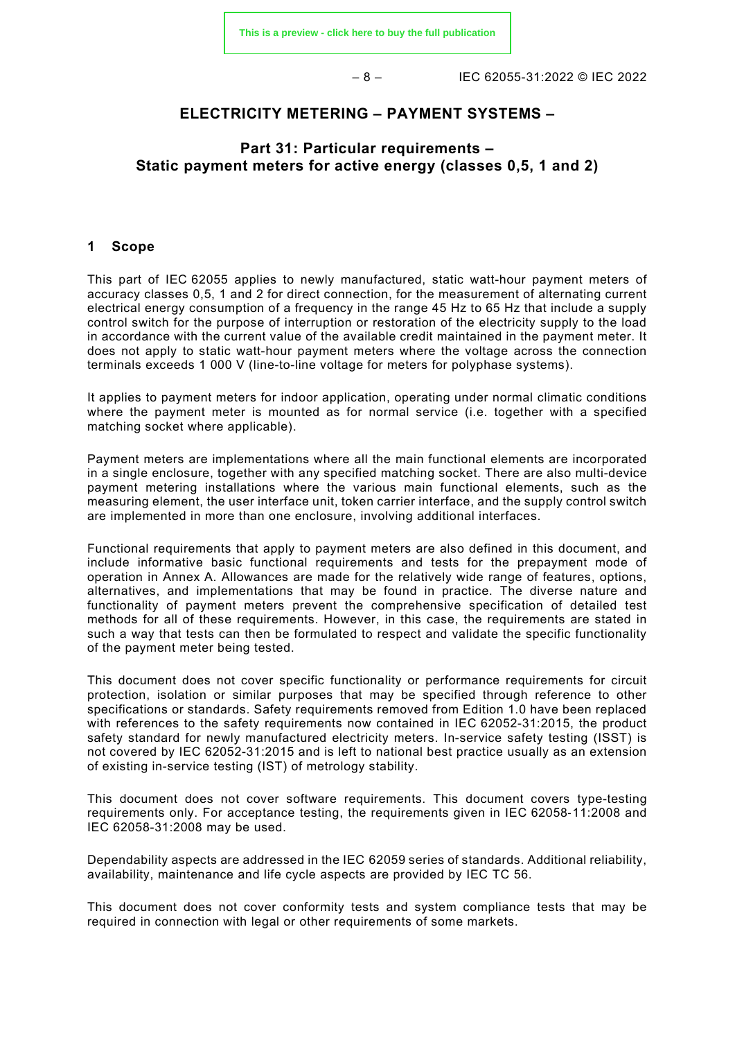# ELECTRICITY METERING – PAYMENT SYSTEMS –

## Part 31: Particular requirements – Static payment meters for active energy (classes 0,5, 1 and 2)

## 1 Scope

This part of IEC 62055 applies to newly manufactured, static watt-hour payment meters of accuracy classes 0,5, 1 and 2 for direct connection, for the measurement of alternating current electrical energy consumption of a frequency in the range 45 Hz to 65 Hz that include a supply control switch for the purpose of interruption or restoration of the electricity supply to the load in accordance with the current value of the available credit maintained in the payment meter. It does not apply to static watt-hour payment meters where the voltage across the connection terminals exceeds 1 000 V (line-to-line voltage for meters for polyphase systems).

It applies to payment meters for indoor application, operating under normal climatic conditions where the payment meter is mounted as for normal service (i.e. together with a specified matching socket where applicable).

Payment meters are implementations where all the main functional elements are incorporated in a single enclosure, together with any specified matching socket. There are also multi-device payment metering installations where the various main functional elements, such as the measuring element, the user interface unit, token carrier interface, and the supply control switch are implemented in more than one enclosure, involving additional interfaces.

Functional requirements that apply to payment meters are also defined in this document, and include informative basic functional requirements and tests for the prepayment mode of operation in Annex A. Allowances are made for the relatively wide range of features, options, alternatives, and implementations that may be found in practice. The diverse nature and functionality of payment meters prevent the comprehensive specification of detailed test methods for all of these requirements. However, in this case, the requirements are stated in such a way that tests can then be formulated to respect and validate the specific functionality of the payment meter being tested.

This document does not cover specific functionality or performance requirements for circuit protection, isolation or similar purposes that may be specified through reference to other specifications or standards. Safety requirements removed from Edition 1.0 have been replaced with references to the safety requirements now contained in IEC 62052-31:2015, the product safety standard for newly manufactured electricity meters. In-service safety testing (ISST) is not covered by IEC 62052-31:2015 and is left to national best practice usually as an extension of existing in-service testing (IST) of metrology stability.

This document does not cover software requirements. This document covers type-testing requirements only. For acceptance testing, the requirements given in IEC 62058-11:2008 and IEC 62058-31:2008 may be used.

Dependability aspects are addressed in the IEC 62059 series of standards. Additional reliability, availability, maintenance and life cycle aspects are provided by IEC TC 56.

This document does not cover conformity tests and system compliance tests that may be required in connection with legal or other requirements of some markets.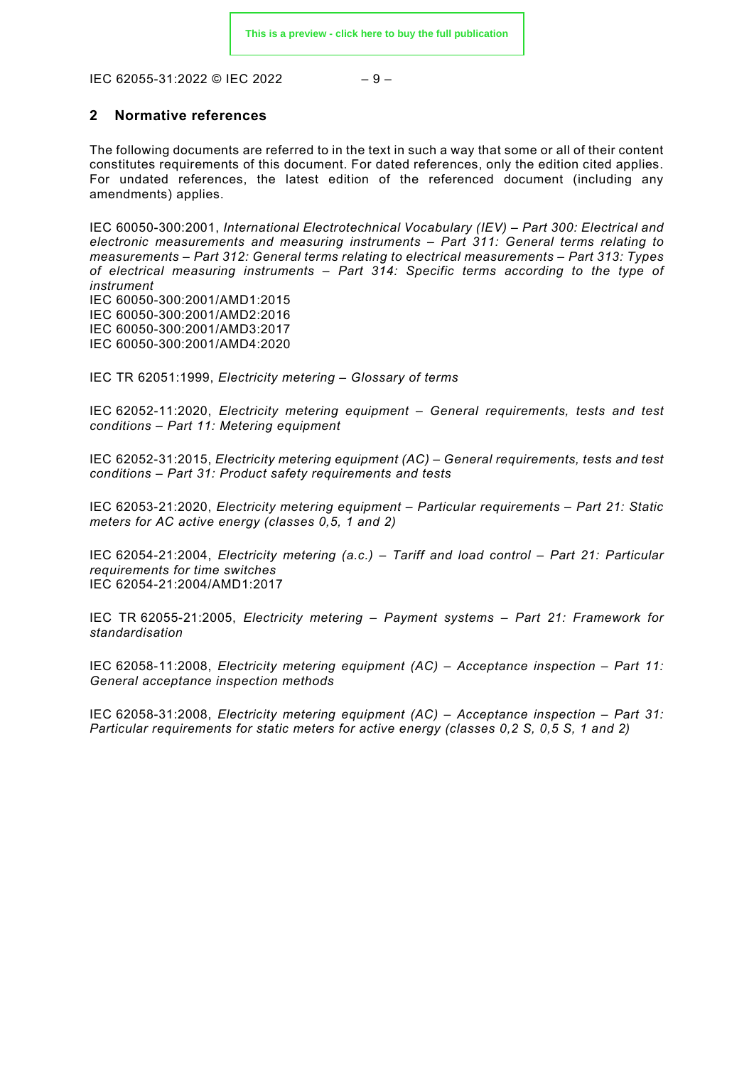## 2 Normative references

The following documents are referred to in the text in such a way that some or all of their content constitutes requirements of this document. For dated references, only the edition cited applies. For undated references, the latest edition of the referenced document (including any amendments) applies.

IEC 60050-300:2001, *International Electrotechnical Vocabulary (IEV) – Part 300: Electrical and electronic measurements and measuring instruments – Part 311: General terms relating to measurements – Part 312: General terms relating to electrical measurements – Part 313: Types of electrical measuring instruments – Part 314: Specific terms according to the type of instrument*
IEC 60050-300:2001/AMD1:2015
IEC 60050-300:2001/AMD2:2016
IEC 60050-300:2001/AMD3:2017
IEC 60050-300:2001/AMD4:2020

IEC TR 62051:1999, *Electricity metering – Glossary of terms*

IEC 62052-11:2020, *Electricity metering equipment – General requirements, tests and test conditions – Part 11: Metering equipment*

IEC 62052-31:2015, *Electricity metering equipment (AC) – General requirements, tests and test conditions – Part 31: Product safety requirements and tests*

IEC 62053-21:2020, *Electricity metering equipment – Particular requirements – Part 21: Static meters for AC active energy (classes 0,5, 1 and 2)*

IEC 62054-21:2004, *Electricity metering (a.c.) – Tariff and load control – Part 21: Particular requirements for time switches*
IEC 62054-21:2004/AMD1:2017

IEC TR 62055-21:2005, *Electricity metering – Payment systems – Part 21: Framework for standardisation*

IEC 62058-11:2008, *Electricity metering equipment (AC) – Acceptance inspection – Part 11: General acceptance inspection methods*

IEC 62058-31:2008, *Electricity metering equipment (AC) – Acceptance inspection – Part 31: Particular requirements for static meters for active energy (classes 0,2 S, 0,5 S, 1 and 2)*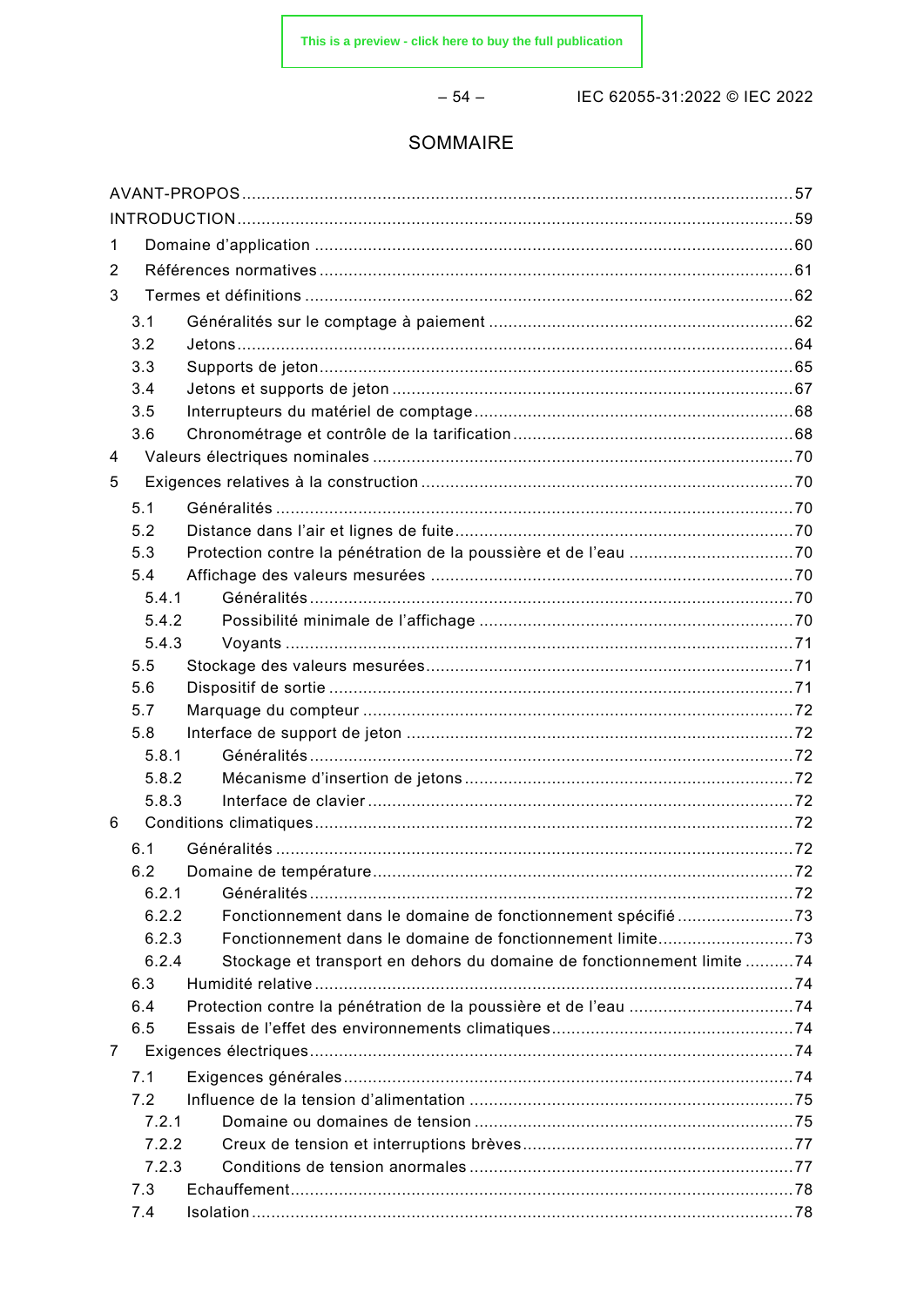# SOMMAIRE

AVANT-PROPOS ........ 57
INTRODUCTION ........ 59
1 Domaine d'application ........ 60
2 Références normatives ........ 61
3 Termes et définitions ........ 62
  3.1 Généralités sur le comptage à paiement ........ 62
  3.2 Jetons ........ 64
  3.3 Supports de jeton ........ 65
  3.4 Jetons et supports de jeton ........ 67
  3.5 Interrupteurs du matériel de comptage ........ 68
  3.6 Chronométrage et contrôle de la tarification ........ 68
4 Valeurs électriques nominales ........ 70
5 Exigences relatives à la construction ........ 70
  5.1 Généralités ........ 70
  5.2 Distance dans l'air et lignes de fuite ........ 70
  5.3 Protection contre la pénétration de la poussière et de l'eau ........ 70
  5.4 Affichage des valeurs mesurées ........ 70
    5.4.1 Généralités ........ 70
    5.4.2 Possibilité minimale de l'affichage ........ 70
    5.4.3 Voyants ........ 71
  5.5 Stockage des valeurs mesurées ........ 71
  5.6 Dispositif de sortie ........ 71
  5.7 Marquage du compteur ........ 72
  5.8 Interface de support de jeton ........ 72
    5.8.1 Généralités ........ 72
    5.8.2 Mécanisme d'insertion de jetons ........ 72
    5.8.3 Interface de clavier ........ 72
6 Conditions climatiques ........ 72
  6.1 Généralités ........ 72
  6.2 Domaine de température ........ 72
    6.2.1 Généralités ........ 72
    6.2.2 Fonctionnement dans le domaine de fonctionnement spécifié ........ 73
    6.2.3 Fonctionnement dans le domaine de fonctionnement limite ........ 73
    6.2.4 Stockage et transport en dehors du domaine de fonctionnement limite ........ 74
  6.3 Humidité relative ........ 74
  6.4 Protection contre la pénétration de la poussière et de l'eau ........ 74
  6.5 Essais de l'effet des environnements climatiques ........ 74
7 Exigences électriques ........ 74
  7.1 Exigences générales ........ 74
  7.2 Influence de la tension d'alimentation ........ 75
    7.2.1 Domaine ou domaines de tension ........ 75
    7.2.2 Creux de tension et interruptions brèves ........ 77
    7.2.3 Conditions de tension anormales ........ 77
  7.3 Echauffement ........ 78
  7.4 Isolation ........ 78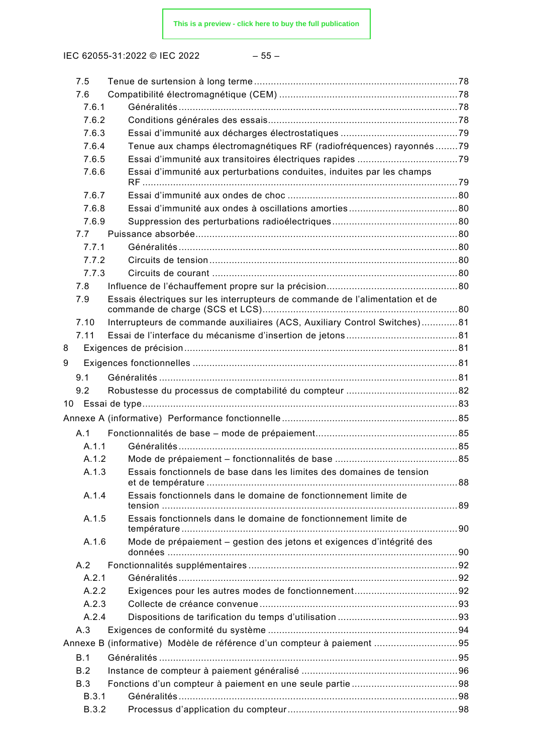7.5 Tenue de surtension à long terme ........................................................................ 78
7.6 Compatibilité électromagnétique (CEM) ................................................................ 78
7.6.1 Généralités ................................................................................................. 78
7.6.2 Conditions générales des essais .................................................................. 78
7.6.3 Essai d'immunité aux décharges électrostatiques .......................................... 79
7.6.4 Tenue aux champs électromagnétiques RF (radiofréquences) rayonnés ........ 79
7.6.5 Essai d'immunité aux transitoires électriques rapides .................................... 79
7.6.6 Essai d'immunité aux perturbations conduites, induites par les champs RF ................................................................................................................. 79
7.6.7 Essai d'immunité aux ondes de choc ............................................................ 80
7.6.8 Essai d'immunité aux ondes à oscillations amorties ....................................... 80
7.6.9 Suppression des perturbations radioélectriques ............................................ 80
7.7 Puissance absorbée ............................................................................................. 80
7.7.1 Généralités ................................................................................................. 80
7.7.2 Circuits de tension ....................................................................................... 80
7.7.3 Circuits de courant ...................................................................................... 80
7.8 Influence de l'échauffement propre sur la précision ............................................... 80
7.9 Essais électriques sur les interrupteurs de commande de l'alimentation et de commande de charge (SCS et LCS) ...................................................................... 80
7.10 Interrupteurs de commande auxiliaires (ACS, Auxiliary Control Switches) ............. 81
7.11 Essai de l'interface du mécanisme d'insertion de jetons ........................................ 81
8 Exigences de précision ................................................................................................. 81
9 Exigences fonctionnelles .............................................................................................. 81
9.1 Généralités .......................................................................................................... 81
9.2 Robustesse du processus de comptabilité du compteur ........................................ 82
10 Essai de type ................................................................................................................ 83
Annexe A (informative) Performance fonctionnelle ............................................................... 85
A.1 Fonctionnalités de base – mode de prépaiement .................................................. 85
A.1.1 Généralités ................................................................................................. 85
A.1.2 Mode de prépaiement – fonctionnalités de base ............................................ 85
A.1.3 Essais fonctionnels de base dans les limites des domaines de tension et de température ......................................................................................... 88
A.1.4 Essais fonctionnels dans le domaine de fonctionnement limite de tension ........................................................................................................ 89
A.1.5 Essais fonctionnels dans le domaine de fonctionnement limite de température ................................................................................................. 90
A.1.6 Mode de prépaiement – gestion des jetons et exigences d'intégrité des données ...................................................................................................... 90
A.2 Fonctionnalités supplémentaires ........................................................................... 92
A.2.1 Généralités ................................................................................................. 92
A.2.2 Exigences pour les autres modes de fonctionnement ..................................... 92
A.2.3 Collecte de créance convenue ...................................................................... 93
A.2.4 Dispositions de tarification du temps d'utilisation .......................................... 93
A.3 Exigences de conformité du système .................................................................... 94
Annexe B (informative) Modèle de référence d'un compteur à paiement ............................. 95
B.1 Généralités .......................................................................................................... 95
B.2 Instance de compteur à paiement généralisé ........................................................ 96
B.3 Fonctions d'un compteur à paiement en une seule partie ...................................... 98
B.3.1 Généralités ................................................................................................. 98
B.3.2 Processus d'application du compteur ............................................................ 98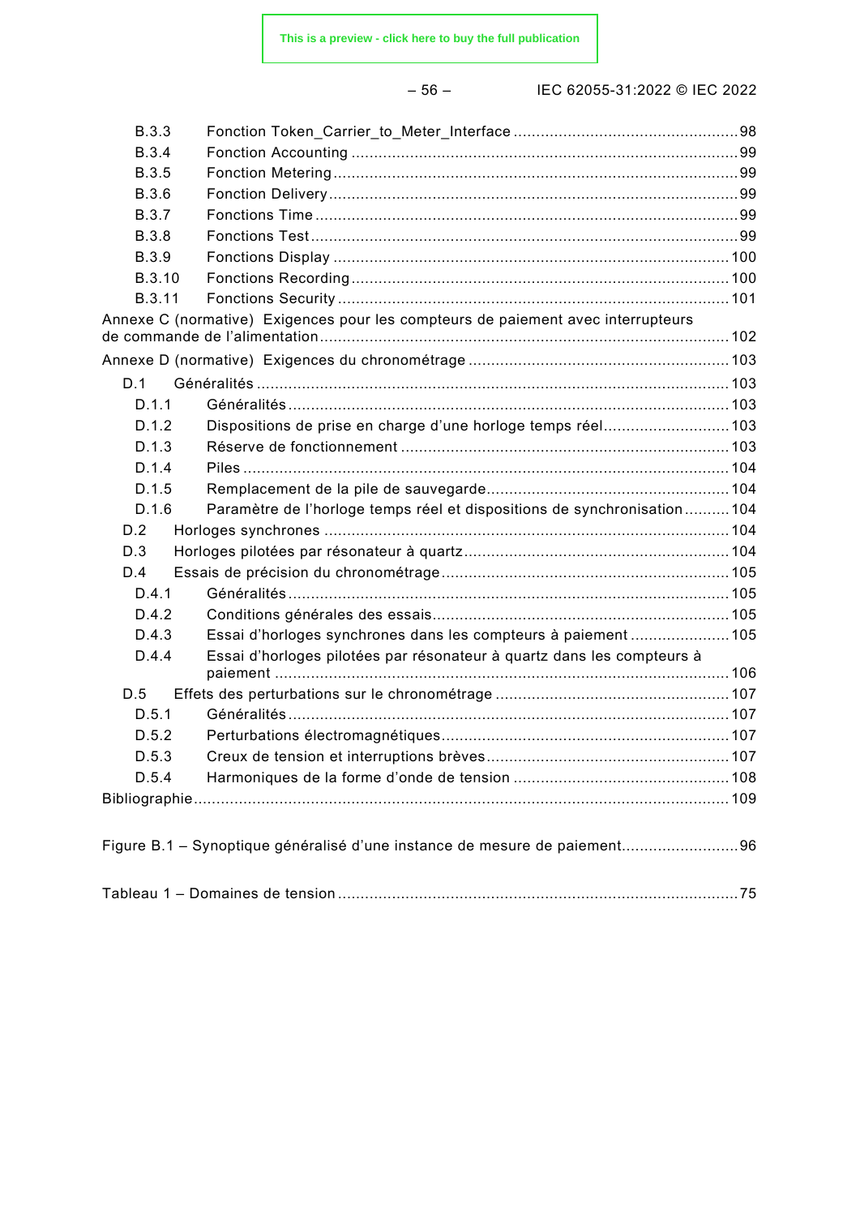B.3.3 Fonction Token_Carrier_to_Meter_Interface .................................................98
B.3.4 Fonction Accounting .....................................................................................99
B.3.5 Fonction Metering .........................................................................................99
B.3.6 Fonction Delivery ..........................................................................................99
B.3.7 Fonctions Time .............................................................................................99
B.3.8 Fonctions Test ...............................................................................................99
B.3.9 Fonctions Display ........................................................................................100
B.3.10 Fonctions Recording ....................................................................................100
B.3.11 Fonctions Security .......................................................................................101

Annexe C (normative) Exigences pour les compteurs de paiement avec interrupteurs de commande de l'alimentation ..........................................................................................102

Annexe D (normative) Exigences du chronométrage ..........................................................103

D.1 Généralités .........................................................................................................103
D.1.1 Généralités ..................................................................................................103
D.1.2 Dispositions de prise en charge d'une horloge temps réel ............................103
D.1.3 Réserve de fonctionnement .........................................................................103
D.1.4 Piles ............................................................................................................104
D.1.5 Remplacement de la pile de sauvegarde ......................................................104
D.1.6 Paramètre de l'horloge temps réel et dispositions de synchronisation ..........104
D.2 Horloges synchrones ..........................................................................................104
D.3 Horloges pilotées par résonateur à quartz ...........................................................104
D.4 Essais de précision du chronométrage ................................................................105
D.4.1 Généralités ..................................................................................................105
D.4.2 Conditions générales des essais ..................................................................105
D.4.3 Essai d'horloges synchrones dans les compteurs à paiement .......................105
D.4.4 Essai d'horloges pilotées par résonateur à quartz dans les compteurs à paiement .....................................................................................................106
D.5 Effets des perturbations sur le chronométrage ....................................................107
D.5.1 Généralités ..................................................................................................107
D.5.2 Perturbations électromagnétiques ................................................................107
D.5.3 Creux de tension et interruptions brèves ......................................................107
D.5.4 Harmoniques de la forme d'onde de tension .................................................108

Bibliographie.......................................................................................................................109

Figure B.1 – Synoptique généralisé d'une instance de mesure de paiement..........................96

Tableau 1 – Domaines de tension .........................................................................................75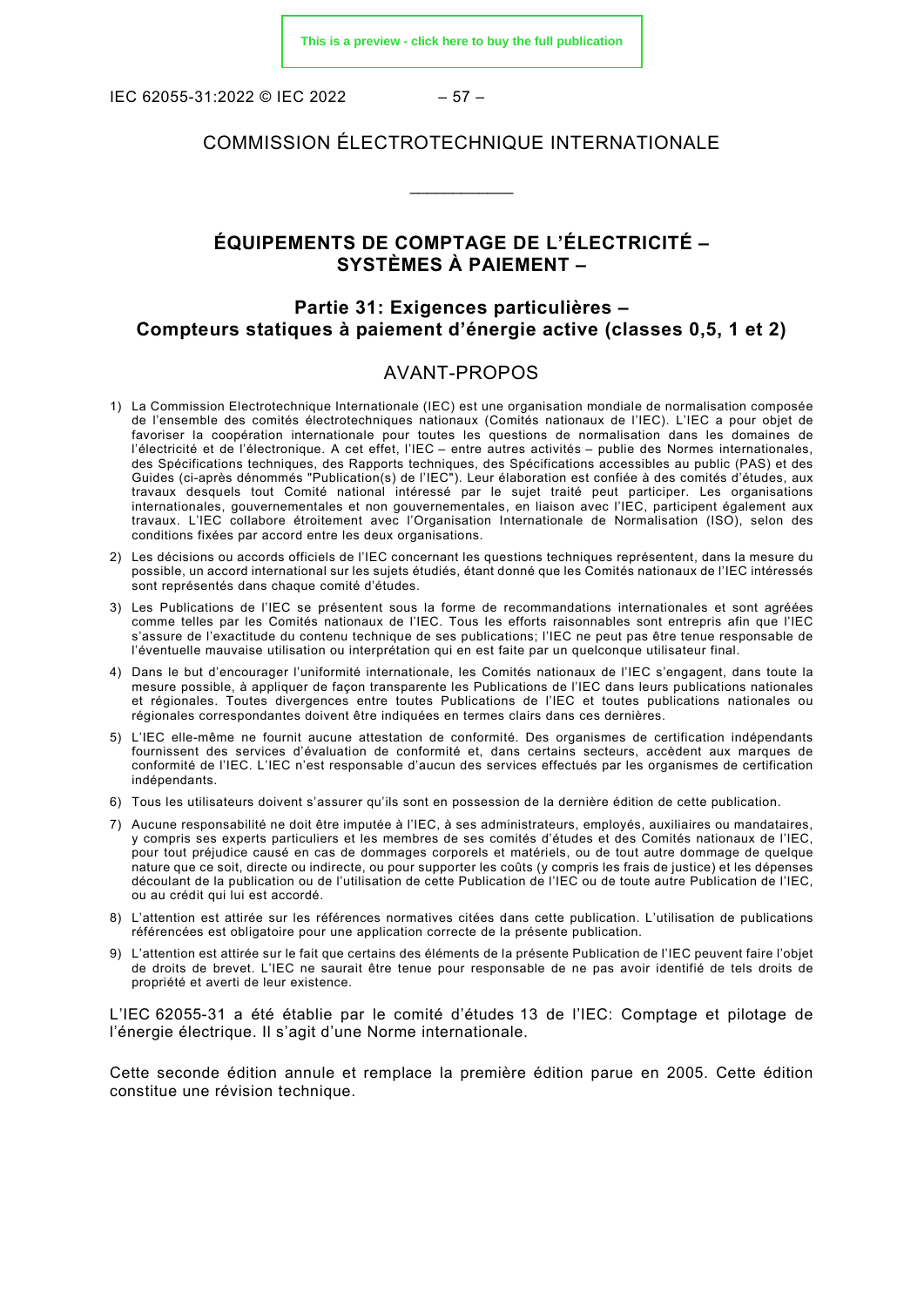COMMISSION ÉLECTROTECHNIQUE INTERNATIONALE

\_\_\_\_\_\_\_\_\_\_\_\_

# ÉQUIPEMENTS DE COMPTAGE DE L'ÉLECTRICITÉ – SYSTÈMES À PAIEMENT –

## Partie 31: Exigences particulières – Compteurs statiques à paiement d'énergie active (classes 0,5, 1 et 2)

## AVANT-PROPOS

1) La Commission Electrotechnique Internationale (IEC) est une organisation mondiale de normalisation composée de l'ensemble des comités électrotechniques nationaux (Comités nationaux de l'IEC). L'IEC a pour objet de favoriser la coopération internationale pour toutes les questions de normalisation dans les domaines de l'électricité et de l'électronique. A cet effet, l'IEC – entre autres activités – publie des Normes internationales, des Spécifications techniques, des Rapports techniques, des Spécifications accessibles au public (PAS) et des Guides (ci-après dénommés "Publication(s) de l'IEC"). Leur élaboration est confiée à des comités d'études, aux travaux desquels tout Comité national intéressé par le sujet traité peut participer. Les organisations internationales, gouvernementales et non gouvernementales, en liaison avec l'IEC, participent également aux travaux. L'IEC collabore étroitement avec l'Organisation Internationale de Normalisation (ISO), selon des conditions fixées par accord entre les deux organisations.
2) Les décisions ou accords officiels de l'IEC concernant les questions techniques représentent, dans la mesure du possible, un accord international sur les sujets étudiés, étant donné que les Comités nationaux de l'IEC intéressés sont représentés dans chaque comité d'études.
3) Les Publications de l'IEC se présentent sous la forme de recommandations internationales et sont agréées comme telles par les Comités nationaux de l'IEC. Tous les efforts raisonnables sont entrepris afin que l'IEC s'assure de l'exactitude du contenu technique de ses publications; l'IEC ne peut pas être tenue responsable de l'éventuelle mauvaise utilisation ou interprétation qui en est faite par un quelconque utilisateur final.
4) Dans le but d'encourager l'uniformité internationale, les Comités nationaux de l'IEC s'engagent, dans toute la mesure possible, à appliquer de façon transparente les Publications de l'IEC dans leurs publications nationales et régionales. Toutes divergences entre toutes Publications de l'IEC et toutes publications nationales ou régionales correspondantes doivent être indiquées en termes clairs dans ces dernières.
5) L'IEC elle-même ne fournit aucune attestation de conformité. Des organismes de certification indépendants fournissent des services d'évaluation de conformité et, dans certains secteurs, accèdent aux marques de conformité de l'IEC. L'IEC n'est responsable d'aucun des services effectués par les organismes de certification indépendants.
6) Tous les utilisateurs doivent s'assurer qu'ils sont en possession de la dernière édition de cette publication.
7) Aucune responsabilité ne doit être imputée à l'IEC, à ses administrateurs, employés, auxiliaires ou mandataires, y compris ses experts particuliers et les membres de ses comités d'études et des Comités nationaux de l'IEC, pour tout préjudice causé en cas de dommages corporels et matériels, ou de tout autre dommage de quelque nature que ce soit, directe ou indirecte, ou pour supporter les coûts (y compris les frais de justice) et les dépenses découlant de la publication ou de l'utilisation de cette Publication de l'IEC ou de toute autre Publication de l'IEC, ou au crédit qui lui est accordé.
8) L'attention est attirée sur les références normatives citées dans cette publication. L'utilisation de publications référencées est obligatoire pour une application correcte de la présente publication.
9) L'attention est attirée sur le fait que certains des éléments de la présente Publication de l'IEC peuvent faire l'objet de droits de brevet. L'IEC ne saurait être tenue pour responsable de ne pas avoir identifié de tels droits de propriété et averti de leur existence.

L'IEC 62055-31 a été établie par le comité d'études 13 de l'IEC: Comptage et pilotage de l'énergie électrique. Il s'agit d'une Norme internationale.

Cette seconde édition annule et remplace la première édition parue en 2005. Cette édition constitue une révision technique.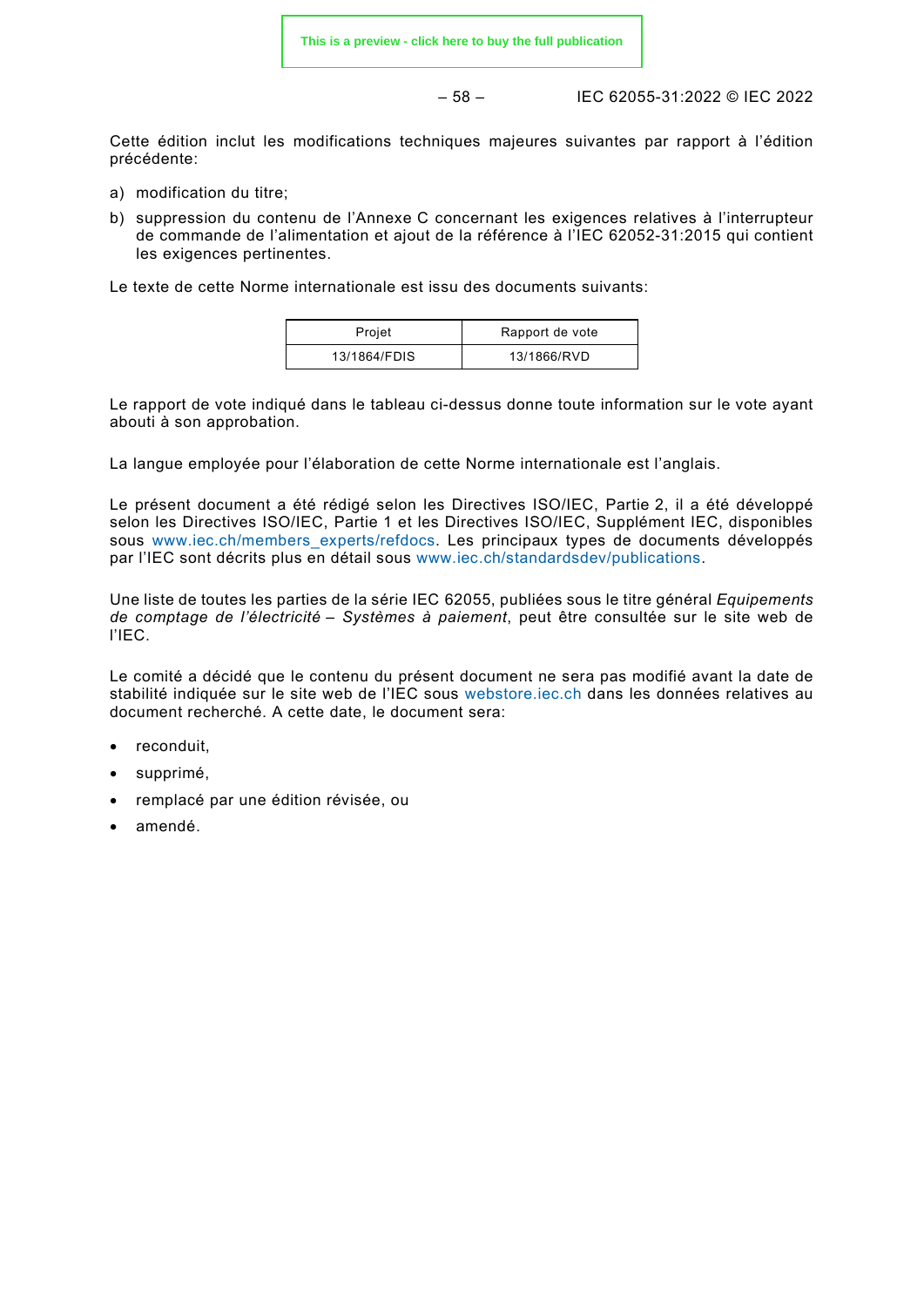Cette édition inclut les modifications techniques majeures suivantes par rapport à l'édition précédente:

a) modification du titre;
b) suppression du contenu de l'Annexe C concernant les exigences relatives à l'interrupteur de commande de l'alimentation et ajout de la référence à l'IEC 62052-31:2015 qui contient les exigences pertinentes.

Le texte de cette Norme internationale est issu des documents suivants:

| Projet | Rapport de vote |
|---|---|
| 13/1864/FDIS | 13/1866/RVD |

Le rapport de vote indiqué dans le tableau ci-dessus donne toute information sur le vote ayant abouti à son approbation.

La langue employée pour l'élaboration de cette Norme internationale est l'anglais.

Le présent document a été rédigé selon les Directives ISO/IEC, Partie 2, il a été développé selon les Directives ISO/IEC, Partie 1 et les Directives ISO/IEC, Supplément IEC, disponibles sous www.iec.ch/members_experts/refdocs. Les principaux types de documents développés par l'IEC sont décrits plus en détail sous www.iec.ch/standardsdev/publications.

Une liste de toutes les parties de la série IEC 62055, publiées sous le titre général *Equipements de comptage de l'électricité – Systèmes à paiement*, peut être consultée sur le site web de l'IEC.

Le comité a décidé que le contenu du présent document ne sera pas modifié avant la date de stabilité indiquée sur le site web de l'IEC sous webstore.iec.ch dans les données relatives au document recherché. A cette date, le document sera:

- reconduit,
- supprimé,
- remplacé par une édition révisée, ou
- amendé.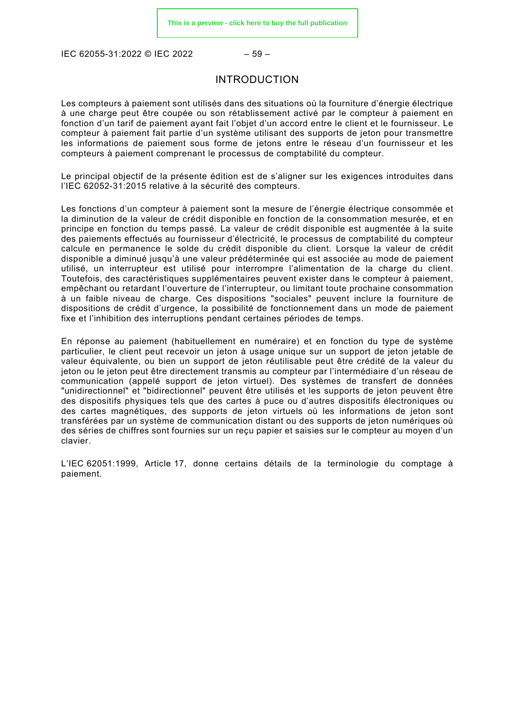# INTRODUCTION

Les compteurs à paiement sont utilisés dans des situations où la fourniture d'énergie électrique à une charge peut être coupée ou son rétablissement activé par le compteur à paiement en fonction d'un tarif de paiement ayant fait l'objet d'un accord entre le client et le fournisseur. Le compteur à paiement fait partie d'un système utilisant des supports de jeton pour transmettre les informations de paiement sous forme de jetons entre le réseau d'un fournisseur et les compteurs à paiement comprenant le processus de comptabilité du compteur.

Le principal objectif de la présente édition est de s'aligner sur les exigences introduites dans l'IEC 62052-31:2015 relative à la sécurité des compteurs.

Les fonctions d'un compteur à paiement sont la mesure de l'énergie électrique consommée et la diminution de la valeur de crédit disponible en fonction de la consommation mesurée, et en principe en fonction du temps passé. La valeur de crédit disponible est augmentée à la suite des paiements effectués au fournisseur d'électricité, le processus de comptabilité du compteur calcule en permanence le solde du crédit disponible du client. Lorsque la valeur de crédit disponible a diminué jusqu'à une valeur prédéterminée qui est associée au mode de paiement utilisé, un interrupteur est utilisé pour interrompre l'alimentation de la charge du client. Toutefois, des caractéristiques supplémentaires peuvent exister dans le compteur à paiement, empêchant ou retardant l'ouverture de l'interrupteur, ou limitant toute prochaine consommation à un faible niveau de charge. Ces dispositions "sociales" peuvent inclure la fourniture de dispositions de crédit d'urgence, la possibilité de fonctionnement dans un mode de paiement fixe et l'inhibition des interruptions pendant certaines périodes de temps.

En réponse au paiement (habituellement en numéraire) et en fonction du type de système particulier, le client peut recevoir un jeton à usage unique sur un support de jeton jetable de valeur équivalente, ou bien un support de jeton réutilisable peut être crédité de la valeur du jeton ou le jeton peut être directement transmis au compteur par l'intermédiaire d'un réseau de communication (appelé support de jeton virtuel). Des systèmes de transfert de données "unidirectionnel" et "bidirectionnel" peuvent être utilisés et les supports de jeton peuvent être des dispositifs physiques tels que des cartes à puce ou d'autres dispositifs électroniques ou des cartes magnétiques, des supports de jeton virtuels où les informations de jeton sont transférées par un système de communication distant ou des supports de jeton numériques où des séries de chiffres sont fournies sur un reçu papier et saisies sur le compteur au moyen d'un clavier.

L'IEC 62051:1999, Article 17, donne certains détails de la terminologie du comptage à paiement.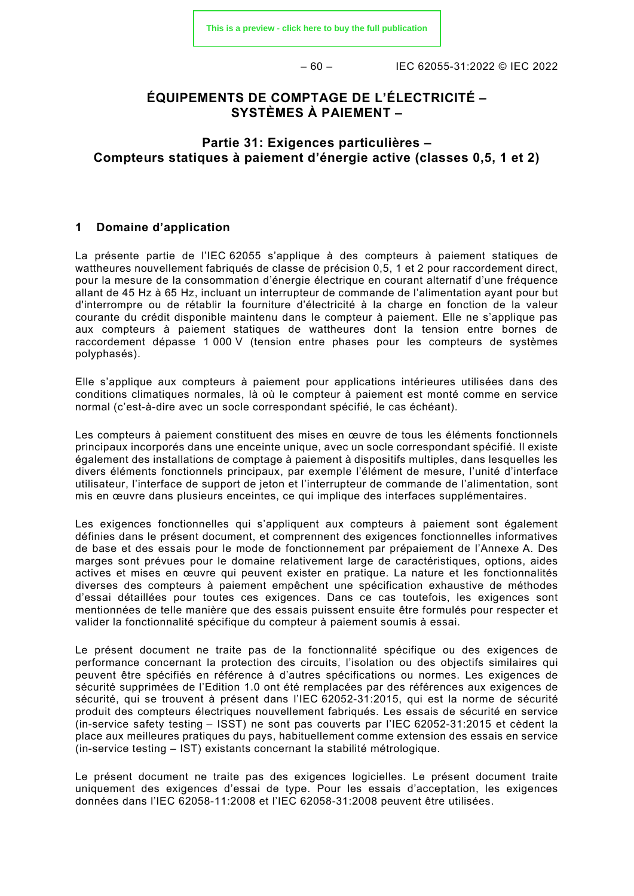# ÉQUIPEMENTS DE COMPTAGE DE L'ÉLECTRICITÉ – SYSTÈMES À PAIEMENT –

## Partie 31: Exigences particulières – Compteurs statiques à paiement d'énergie active (classes 0,5, 1 et 2)

## 1 Domaine d'application

La présente partie de l'IEC 62055 s'applique à des compteurs à paiement statiques de wattheures nouvellement fabriqués de classe de précision 0,5, 1 et 2 pour raccordement direct, pour la mesure de la consommation d'énergie électrique en courant alternatif d'une fréquence allant de 45 Hz à 65 Hz, incluant un interrupteur de commande de l'alimentation ayant pour but d'interrompre ou de rétablir la fourniture d'électricité à la charge en fonction de la valeur courante du crédit disponible maintenu dans le compteur à paiement. Elle ne s'applique pas aux compteurs à paiement statiques de wattheures dont la tension entre bornes de raccordement dépasse 1 000 V (tension entre phases pour les compteurs de systèmes polyphasés).

Elle s'applique aux compteurs à paiement pour applications intérieures utilisées dans des conditions climatiques normales, là où le compteur à paiement est monté comme en service normal (c'est-à-dire avec un socle correspondant spécifié, le cas échéant).

Les compteurs à paiement constituent des mises en œuvre de tous les éléments fonctionnels principaux incorporés dans une enceinte unique, avec un socle correspondant spécifié. Il existe également des installations de comptage à paiement à dispositifs multiples, dans lesquelles les divers éléments fonctionnels principaux, par exemple l'élément de mesure, l'unité d'interface utilisateur, l'interface de support de jeton et l'interrupteur de commande de l'alimentation, sont mis en œuvre dans plusieurs enceintes, ce qui implique des interfaces supplémentaires.

Les exigences fonctionnelles qui s'appliquent aux compteurs à paiement sont également définies dans le présent document, et comprennent des exigences fonctionnelles informatives de base et des essais pour le mode de fonctionnement par prépaiement de l'Annexe A. Des marges sont prévues pour le domaine relativement large de caractéristiques, options, aides actives et mises en œuvre qui peuvent exister en pratique. La nature et les fonctionnalités diverses des compteurs à paiement empêchent une spécification exhaustive de méthodes d'essai détaillées pour toutes ces exigences. Dans ce cas toutefois, les exigences sont mentionnées de telle manière que des essais puissent ensuite être formulés pour respecter et valider la fonctionnalité spécifique du compteur à paiement soumis à essai.

Le présent document ne traite pas de la fonctionnalité spécifique ou des exigences de performance concernant la protection des circuits, l'isolation ou des objectifs similaires qui peuvent être spécifiés en référence à d'autres spécifications ou normes. Les exigences de sécurité supprimées de l'Edition 1.0 ont été remplacées par des références aux exigences de sécurité, qui se trouvent à présent dans l'IEC 62052-31:2015, qui est la norme de sécurité produit des compteurs électriques nouvellement fabriqués. Les essais de sécurité en service (in-service safety testing – ISST) ne sont pas couverts par l'IEC 62052-31:2015 et cèdent la place aux meilleures pratiques du pays, habituellement comme extension des essais en service (in-service testing – IST) existants concernant la stabilité métrologique.

Le présent document ne traite pas des exigences logicielles. Le présent document traite uniquement des exigences d'essai de type. Pour les essais d'acceptation, les exigences données dans l'IEC 62058-11:2008 et l'IEC 62058-31:2008 peuvent être utilisées.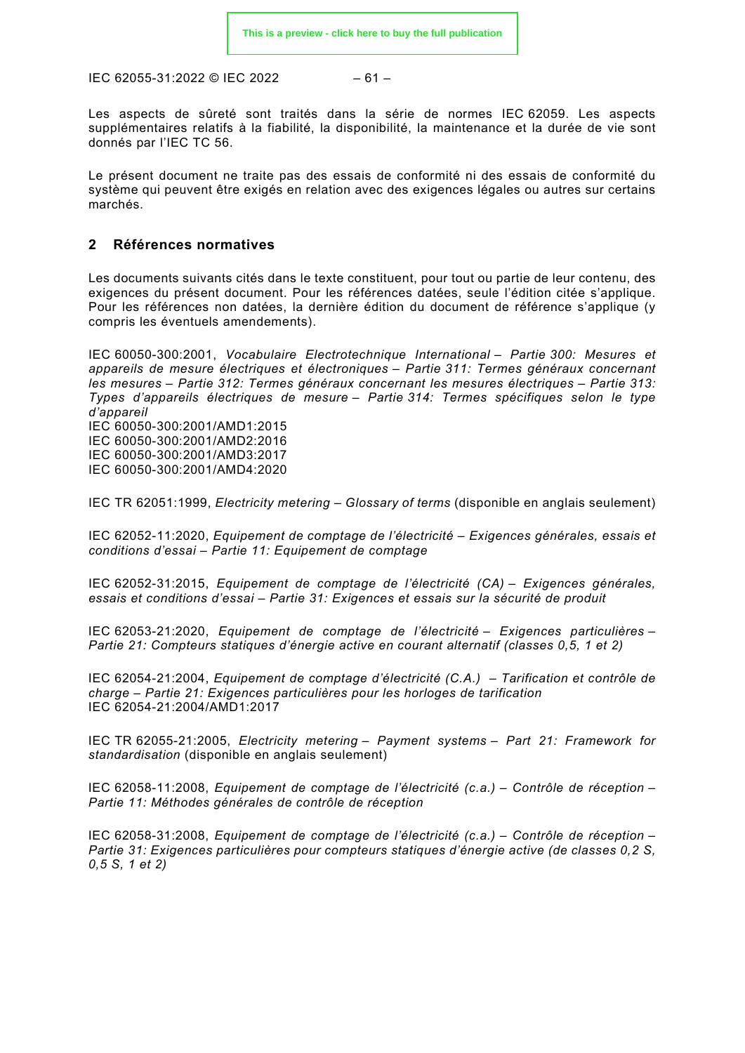Les aspects de sûreté sont traités dans la série de normes IEC 62059. Les aspects supplémentaires relatifs à la fiabilité, la disponibilité, la maintenance et la durée de vie sont donnés par l'IEC TC 56.

Le présent document ne traite pas des essais de conformité ni des essais de conformité du système qui peuvent être exigés en relation avec des exigences légales ou autres sur certains marchés.

## 2 Références normatives

Les documents suivants cités dans le texte constituent, pour tout ou partie de leur contenu, des exigences du présent document. Pour les références datées, seule l'édition citée s'applique. Pour les références non datées, la dernière édition du document de référence s'applique (y compris les éventuels amendements).

IEC 60050-300:2001, *Vocabulaire Electrotechnique International – Partie 300: Mesures et appareils de mesure électriques et électroniques – Partie 311: Termes généraux concernant les mesures – Partie 312: Termes généraux concernant les mesures électriques – Partie 313: Types d'appareils électriques de mesure – Partie 314: Termes spécifiques selon le type d'appareil*
IEC 60050-300:2001/AMD1:2015
IEC 60050-300:2001/AMD2:2016
IEC 60050-300:2001/AMD3:2017
IEC 60050-300:2001/AMD4:2020

IEC TR 62051:1999, *Electricity metering – Glossary of terms* (disponible en anglais seulement)

IEC 62052-11:2020, *Equipement de comptage de l'électricité – Exigences générales, essais et conditions d'essai – Partie 11: Equipement de comptage*

IEC 62052-31:2015, *Equipement de comptage de l'électricité (CA) – Exigences générales, essais et conditions d'essai – Partie 31: Exigences et essais sur la sécurité de produit*

IEC 62053-21:2020, *Equipement de comptage de l'électricité – Exigences particulières – Partie 21: Compteurs statiques d'énergie active en courant alternatif (classes 0,5, 1 et 2)*

IEC 62054-21:2004, *Equipement de comptage d'électricité (C.A.) – Tarification et contrôle de charge – Partie 21: Exigences particulières pour les horloges de tarification*
IEC 62054-21:2004/AMD1:2017

IEC TR 62055-21:2005, *Electricity metering – Payment systems – Part 21: Framework for standardisation* (disponible en anglais seulement)

IEC 62058-11:2008, *Equipement de comptage de l'électricité (c.a.) – Contrôle de réception – Partie 11: Méthodes générales de contrôle de réception*

IEC 62058-31:2008, *Equipement de comptage de l'électricité (c.a.) – Contrôle de réception – Partie 31: Exigences particulières pour compteurs statiques d'énergie active (de classes 0,2 S, 0,5 S, 1 et 2)*